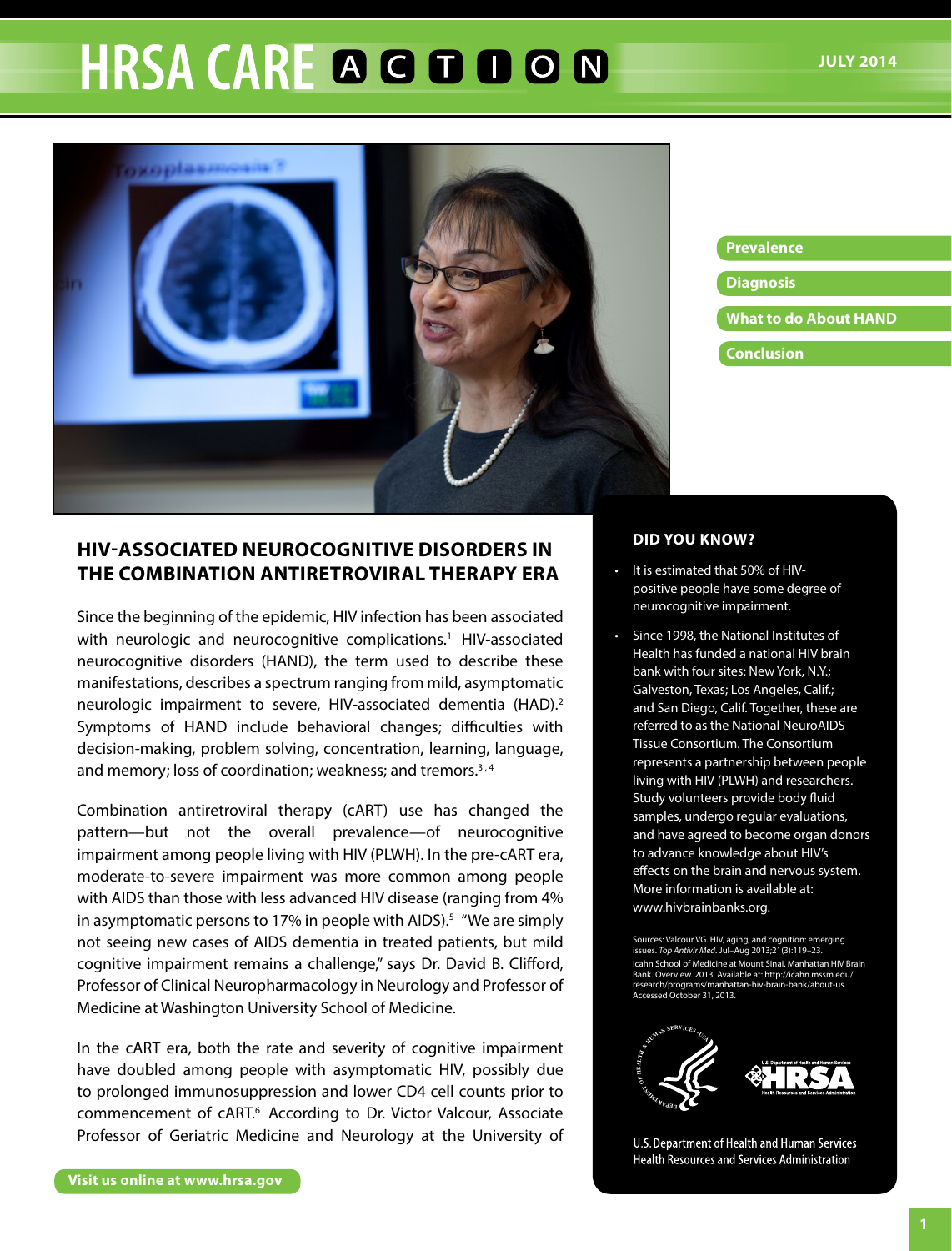# HRSA CARE ACTION

JULY 2014

- Prevalence
- Diagnosis
- What to do About HAND
- Conclusion

## HIV-ASSOCIATED NEUROCOGNITIVE DISORDERS IN THE COMBINATION ANTIRETROVIRAL THERAPY ERA

Since the beginning of the epidemic, HIV infection has been associated with neurologic and neurocognitive complications.[1] HIV-associated neurocognitive disorders (HAND), the term used to describe these manifestations, describes a spectrum ranging from mild, asymptomatic neurologic impairment to severe, HIV-associated dementia (HAD).[2] Symptoms of HAND include behavioral changes; difficulties with decision-making, problem solving, concentration, learning, language, and memory; loss of coordination; weakness; and tremors.[3,4]

Combination antiretroviral therapy (cART) use has changed the pattern—but not the overall prevalence—of neurocognitive impairment among people living with HIV (PLWH). In the pre-cART era, moderate-to-severe impairment was more common among people with AIDS than those with less advanced HIV disease (ranging from 4% in asymptomatic persons to 17% in people with AIDS).[5] "We are simply not seeing new cases of AIDS dementia in treated patients, but mild cognitive impairment remains a challenge," says Dr. David B. Clifford, Professor of Clinical Neuropharmacology in Neurology and Professor of Medicine at Washington University School of Medicine.

In the cART era, both the rate and severity of cognitive impairment have doubled among people with asymptomatic HIV, possibly due to prolonged immunosuppression and lower CD4 cell counts prior to commencement of cART.[6] According to Dr. Victor Valcour, Associate Professor of Geriatric Medicine and Neurology at the University of

### DID YOU KNOW?

- It is estimated that 50% of HIV-positive people have some degree of neurocognitive impairment.
- Since 1998, the National Institutes of Health has funded a national HIV brain bank with four sites: New York, N.Y.; Galveston, Texas; Los Angeles, Calif.; and San Diego, Calif. Together, these are referred to as the National NeuroAIDS Tissue Consortium. The Consortium represents a partnership between people living with HIV (PLWH) and researchers. Study volunteers provide body fluid samples, undergo regular evaluations, and have agreed to become organ donors to advance knowledge about HIV's effects on the brain and nervous system. More information is available at: www.hivbrainbanks.org.

Sources: Valcour VG. HIV, aging, and cognition: emerging issues. *Top Antivir Med*. Jul–Aug 2013;21(3):119–23.
Icahn School of Medicine at Mount Sinai. Manhattan HIV Brain Bank. Overview. 2013. Available at: http://icahn.mssm.edu/research/programs/manhattan-hiv-brain-bank/about-us. Accessed October 31, 2013.

U.S. Department of Health and Human Services
Health Resources and Services Administration

Visit us online at www.hrsa.gov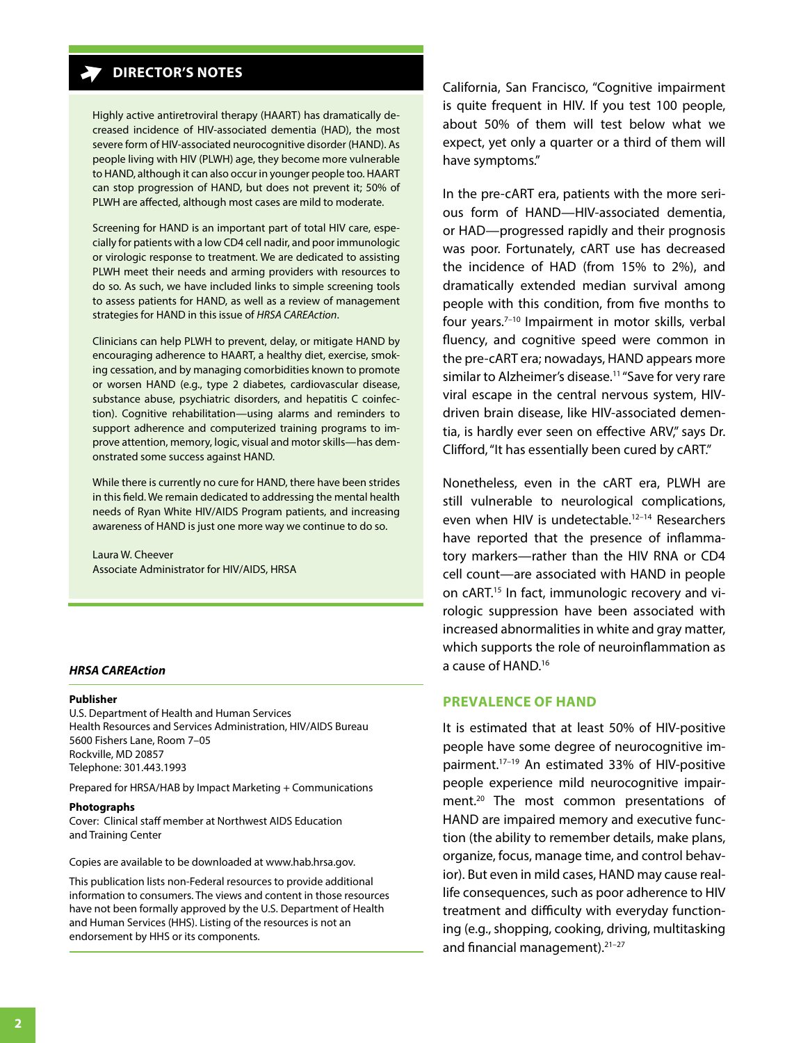## DIRECTOR'S NOTES

Highly active antiretroviral therapy (HAART) has dramatically decreased incidence of HIV-associated dementia (HAD), the most severe form of HIV-associated neurocognitive disorder (HAND). As people living with HIV (PLWH) age, they become more vulnerable to HAND, although it can also occur in younger people too. HAART can stop progression of HAND, but does not prevent it; 50% of PLWH are affected, although most cases are mild to moderate.

Screening for HAND is an important part of total HIV care, especially for patients with a low CD4 cell nadir, and poor immunologic or virologic response to treatment. We are dedicated to assisting PLWH meet their needs and arming providers with resources to do so. As such, we have included links to simple screening tools to assess patients for HAND, as well as a review of management strategies for HAND in this issue of *HRSA CAREAction*.

Clinicians can help PLWH to prevent, delay, or mitigate HAND by encouraging adherence to HAART, a healthy diet, exercise, smoking cessation, and by managing comorbidities known to promote or worsen HAND (e.g., type 2 diabetes, cardiovascular disease, substance abuse, psychiatric disorders, and hepatitis C coinfection). Cognitive rehabilitation—using alarms and reminders to support adherence and computerized training programs to improve attention, memory, logic, visual and motor skills—has demonstrated some success against HAND.

While there is currently no cure for HAND, there have been strides in this field. We remain dedicated to addressing the mental health needs of Ryan White HIV/AIDS Program patients, and increasing awareness of HAND is just one more way we continue to do so.

Laura W. Cheever
Associate Administrator for HIV/AIDS, HRSA

***HRSA CAREAction***

**Publisher**
U.S. Department of Health and Human Services
Health Resources and Services Administration, HIV/AIDS Bureau
5600 Fishers Lane, Room 7–05
Rockville, MD 20857
Telephone: 301.443.1993

Prepared for HRSA/HAB by Impact Marketing + Communications

**Photographs**
Cover: Clinical staff member at Northwest AIDS Education and Training Center

Copies are available to be downloaded at www.hab.hrsa.gov.

This publication lists non-Federal resources to provide additional information to consumers. The views and content in those resources have not been formally approved by the U.S. Department of Health and Human Services (HHS). Listing of the resources is not an endorsement by HHS or its components.

California, San Francisco, "Cognitive impairment is quite frequent in HIV. If you test 100 people, about 50% of them will test below what we expect, yet only a quarter or a third of them will have symptoms."

In the pre-cART era, patients with the more serious form of HAND—HIV-associated dementia, or HAD—progressed rapidly and their prognosis was poor. Fortunately, cART use has decreased the incidence of HAD (from 15% to 2%), and dramatically extended median survival among people with this condition, from five months to four years.[7–10] Impairment in motor skills, verbal fluency, and cognitive speed were common in the pre-cART era; nowadays, HAND appears more similar to Alzheimer's disease.[11] "Save for very rare viral escape in the central nervous system, HIV-driven brain disease, like HIV-associated dementia, is hardly ever seen on effective ARV," says Dr. Clifford, "It has essentially been cured by cART."

Nonetheless, even in the cART era, PLWH are still vulnerable to neurological complications, even when HIV is undetectable.[12–14] Researchers have reported that the presence of inflammatory markers—rather than the HIV RNA or CD4 cell count—are associated with HAND in people on cART.[15] In fact, immunologic recovery and virologic suppression have been associated with increased abnormalities in white and gray matter, which supports the role of neuroinflammation as a cause of HAND.[16]

### PREVALENCE OF HAND

It is estimated that at least 50% of HIV-positive people have some degree of neurocognitive impairment.[17–19] An estimated 33% of HIV-positive people experience mild neurocognitive impairment.[20] The most common presentations of HAND are impaired memory and executive function (the ability to remember details, make plans, organize, focus, manage time, and control behavior). But even in mild cases, HAND may cause real-life consequences, such as poor adherence to HIV treatment and difficulty with everyday functioning (e.g., shopping, cooking, driving, multitasking and financial management).[21–27]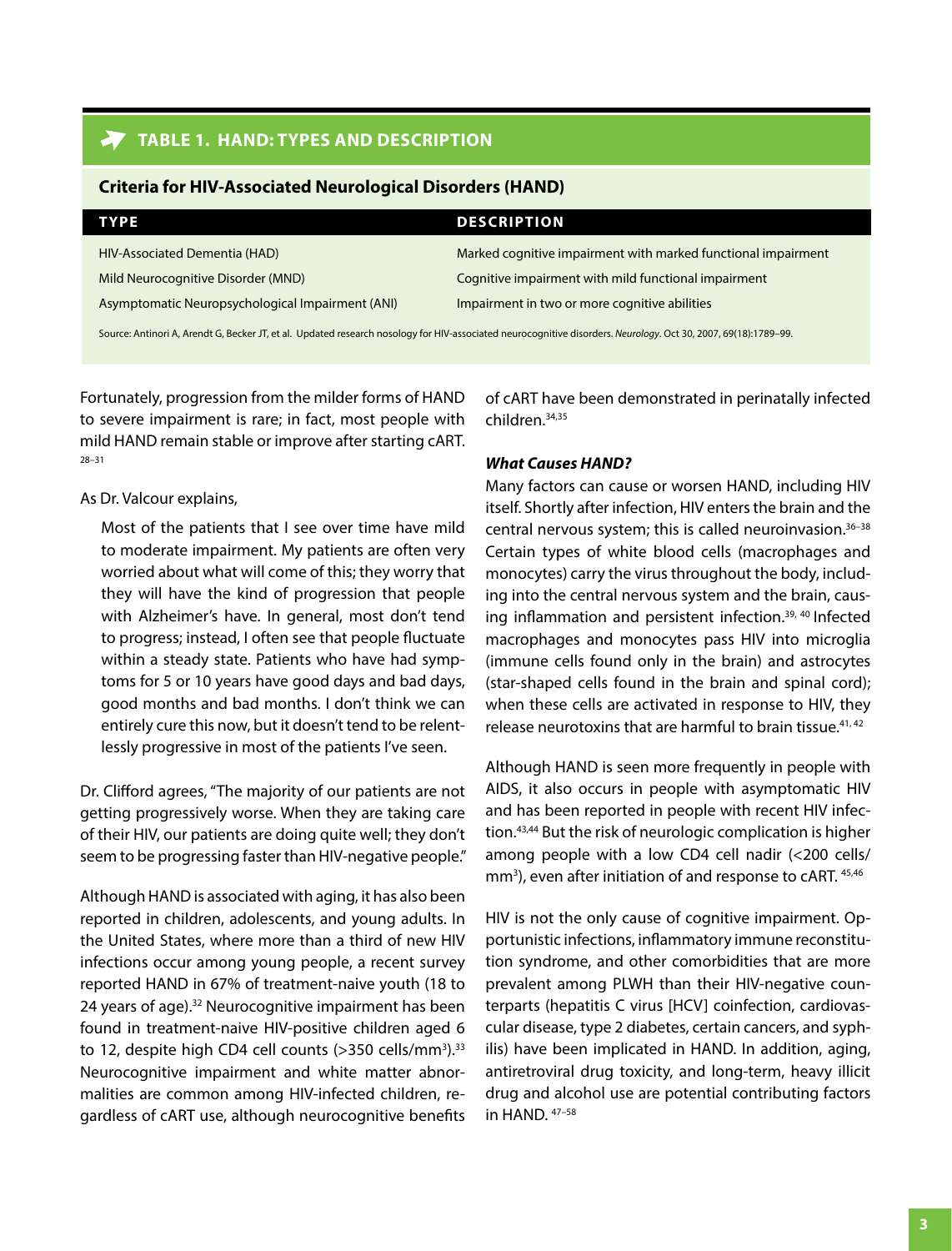## TABLE 1. HAND: TYPES AND DESCRIPTION

**Criteria for HIV-Associated Neurological Disorders (HAND)**

| TYPE | DESCRIPTION |
| --- | --- |
| HIV-Associated Dementia (HAD) | Marked cognitive impairment with marked functional impairment |
| Mild Neurocognitive Disorder (MND) | Cognitive impairment with mild functional impairment |
| Asymptomatic Neuropsychological Impairment (ANI) | Impairment in two or more cognitive abilities |

Source: Antinori A, Arendt G, Becker JT, et al. Updated research nosology for HIV-associated neurocognitive disorders. *Neurology*. Oct 30, 2007, 69(18):1789–99.

Fortunately, progression from the milder forms of HAND to severe impairment is rare; in fact, most people with mild HAND remain stable or improve after starting cART.[28–31]

As Dr. Valcour explains,

> Most of the patients that I see over time have mild to moderate impairment. My patients are often very worried about what will come of this; they worry that they will have the kind of progression that people with Alzheimer's have. In general, most don't tend to progress; instead, I often see that people fluctuate within a steady state. Patients who have had symptoms for 5 or 10 years have good days and bad days, good months and bad months. I don't think we can entirely cure this now, but it doesn't tend to be relentlessly progressive in most of the patients I've seen.

Dr. Clifford agrees, "The majority of our patients are not getting progressively worse. When they are taking care of their HIV, our patients are doing quite well; they don't seem to be progressing faster than HIV-negative people."

Although HAND is associated with aging, it has also been reported in children, adolescents, and young adults. In the United States, where more than a third of new HIV infections occur among young people, a recent survey reported HAND in 67% of treatment-naive youth (18 to 24 years of age).[32] Neurocognitive impairment has been found in treatment-naive HIV-positive children aged 6 to 12, despite high CD4 cell counts (>350 cells/mm$^3$).[33] Neurocognitive impairment and white matter abnormalities are common among HIV-infected children, regardless of cART use, although neurocognitive benefits of cART have been demonstrated in perinatally infected children.[34,35]

### *What Causes HAND?*

Many factors can cause or worsen HAND, including HIV itself. Shortly after infection, HIV enters the brain and the central nervous system; this is called neuroinvasion.[36–38] Certain types of white blood cells (macrophages and monocytes) carry the virus throughout the body, including into the central nervous system and the brain, causing inflammation and persistent infection.[39, 40] Infected macrophages and monocytes pass HIV into microglia (immune cells found only in the brain) and astrocytes (star-shaped cells found in the brain and spinal cord); when these cells are activated in response to HIV, they release neurotoxins that are harmful to brain tissue.[41, 42]

Although HAND is seen more frequently in people with AIDS, it also occurs in people with asymptomatic HIV and has been reported in people with recent HIV infection.[43,44] But the risk of neurologic complication is higher among people with a low CD4 cell nadir (<200 cells/mm$^3$), even after initiation of and response to cART.[45,46]

HIV is not the only cause of cognitive impairment. Opportunistic infections, inflammatory immune reconstitution syndrome, and other comorbidities that are more prevalent among PLWH than their HIV-negative counterparts (hepatitis C virus [HCV] coinfection, cardiovascular disease, type 2 diabetes, certain cancers, and syphilis) have been implicated in HAND. In addition, aging, antiretroviral drug toxicity, and long-term, heavy illicit drug and alcohol use are potential contributing factors in HAND.[47–58]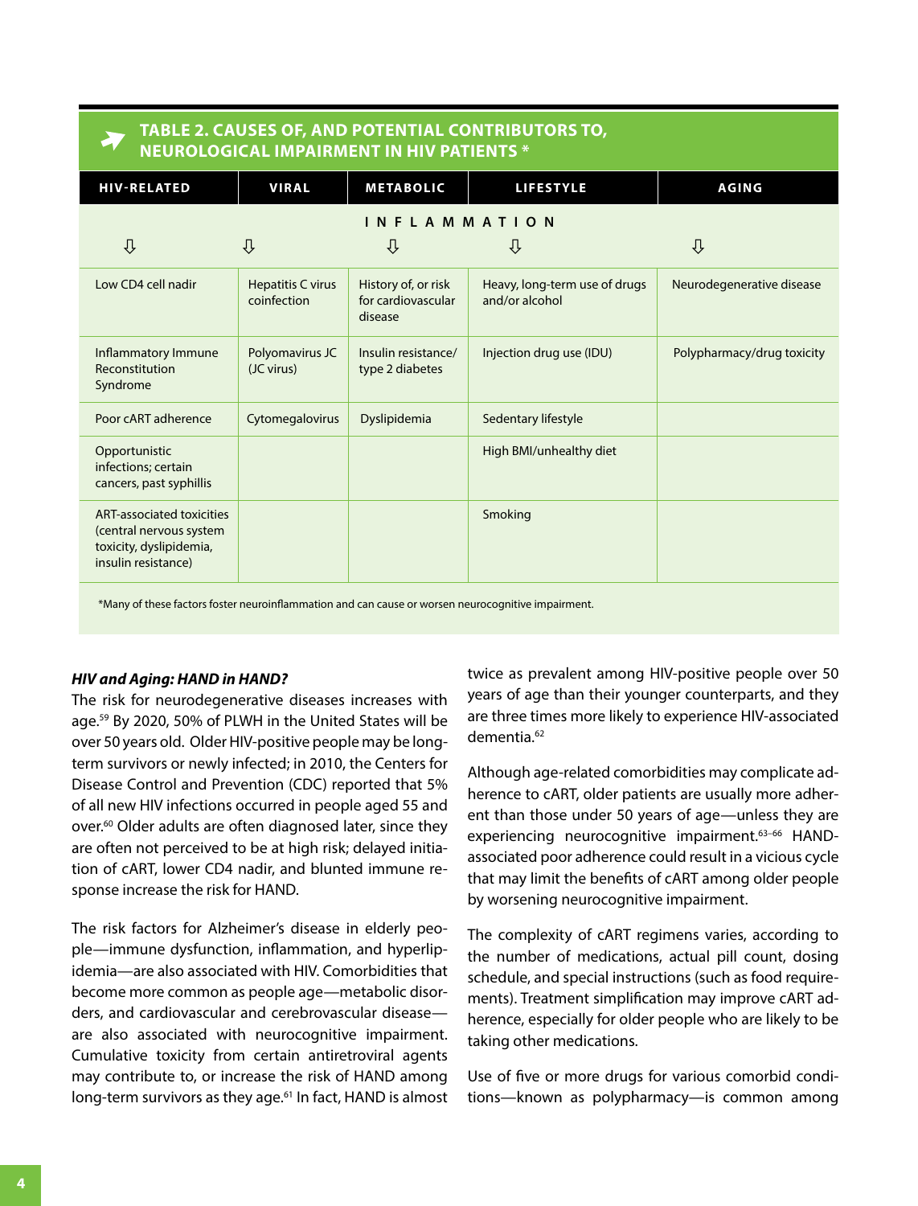## TABLE 2. CAUSES OF, AND POTENTIAL CONTRIBUTORS TO, NEUROLOGICAL IMPAIRMENT IN HIV PATIENTS *

| HIV-RELATED | VIRAL | METABOLIC | LIFESTYLE | AGING |
|---|---|---|---|---|
| INFLAMMATION | | | | |
| ⇩ | ⇩ | ⇩ | ⇩ | ⇩ |
| Low CD4 cell nadir | Hepatitis C virus coinfection | History of, or risk for cardiovascular disease | Heavy, long-term use of drugs and/or alcohol | Neurodegenerative disease |
| Inflammatory Immune Reconstitution Syndrome | Polyomavirus JC (JC virus) | Insulin resistance/ type 2 diabetes | Injection drug use (IDU) | Polypharmacy/drug toxicity |
| Poor cART adherence | Cytomegalovirus | Dyslipidemia | Sedentary lifestyle | |
| Opportunistic infections; certain cancers, past syphillis | | | High BMI/unhealthy diet | |
| ART-associated toxicities (central nervous system toxicity, dyslipidemia, insulin resistance) | | | Smoking | |

*Many of these factors foster neuroinflammation and can cause or worsen neurocognitive impairment.

### *HIV and Aging: HAND in HAND?*

The risk for neurodegenerative diseases increases with age.[59] By 2020, 50% of PLWH in the United States will be over 50 years old. Older HIV-positive people may be long-term survivors or newly infected; in 2010, the Centers for Disease Control and Prevention (CDC) reported that 5% of all new HIV infections occurred in people aged 55 and over.[60] Older adults are often diagnosed later, since they are often not perceived to be at high risk; delayed initiation of cART, lower CD4 nadir, and blunted immune response increase the risk for HAND.

The risk factors for Alzheimer's disease in elderly people—immune dysfunction, inflammation, and hyperlipidemia—are also associated with HIV. Comorbidities that become more common as people age—metabolic disorders, and cardiovascular and cerebrovascular disease—are also associated with neurocognitive impairment. Cumulative toxicity from certain antiretroviral agents may contribute to, or increase the risk of HAND among long-term survivors as they age.[61] In fact, HAND is almost twice as prevalent among HIV-positive people over 50 years of age than their younger counterparts, and they are three times more likely to experience HIV-associated dementia.[62]

Although age-related comorbidities may complicate adherence to cART, older patients are usually more adherent than those under 50 years of age—unless they are experiencing neurocognitive impairment.[63–66] HAND-associated poor adherence could result in a vicious cycle that may limit the benefits of cART among older people by worsening neurocognitive impairment.

The complexity of cART regimens varies, according to the number of medications, actual pill count, dosing schedule, and special instructions (such as food requirements). Treatment simplification may improve cART adherence, especially for older people who are likely to be taking other medications.

Use of five or more drugs for various comorbid conditions—known as polypharmacy—is common among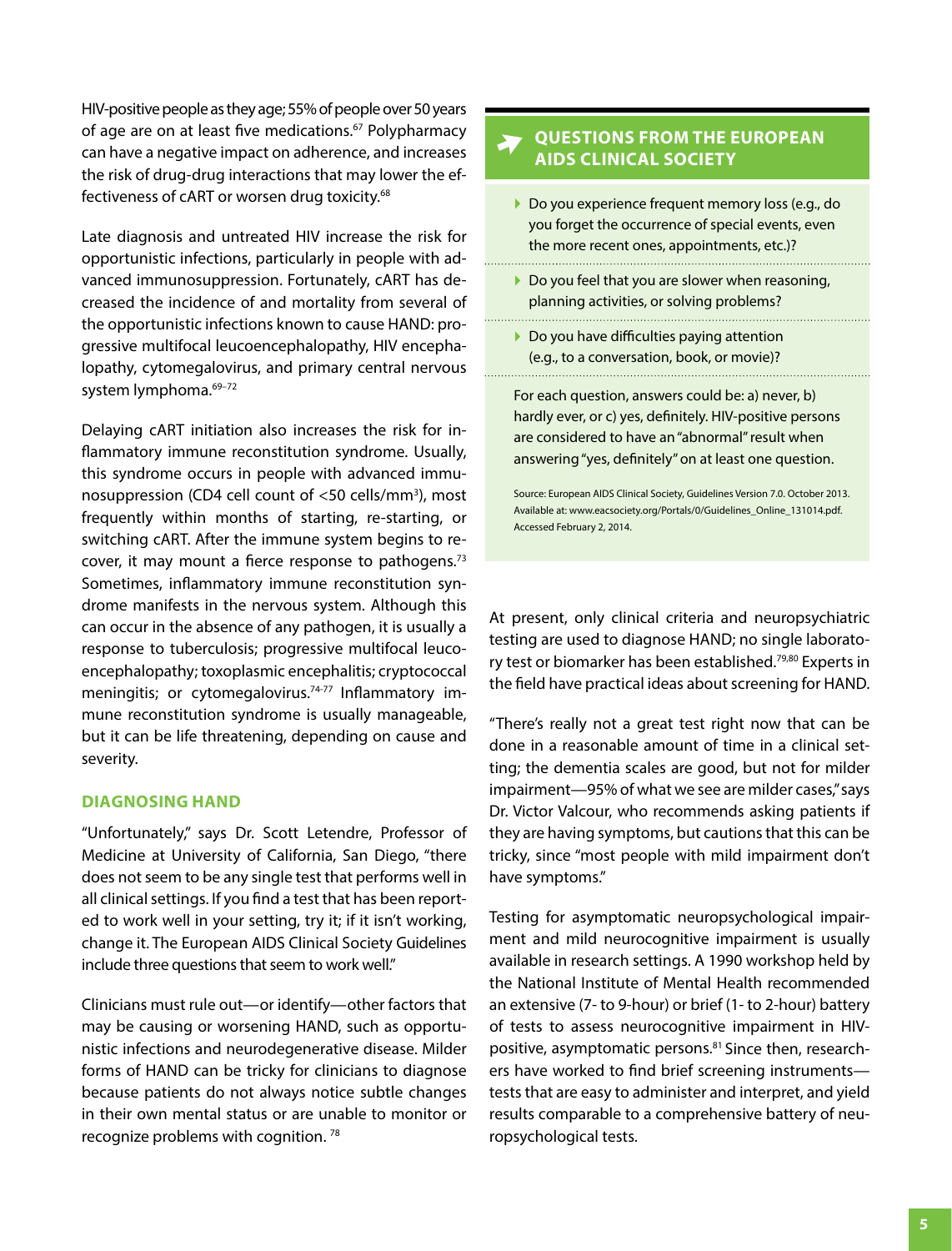HIV-positive people as they age; 55% of people over 50 years of age are on at least five medications.[67] Polypharmacy can have a negative impact on adherence, and increases the risk of drug-drug interactions that may lower the effectiveness of cART or worsen drug toxicity.[68]

Late diagnosis and untreated HIV increase the risk for opportunistic infections, particularly in people with advanced immunosuppression. Fortunately, cART has decreased the incidence of and mortality from several of the opportunistic infections known to cause HAND: progressive multifocal leucoencephalopathy, HIV encephalopathy, cytomegalovirus, and primary central nervous system lymphoma.[69–72]

Delaying cART initiation also increases the risk for inflammatory immune reconstitution syndrome. Usually, this syndrome occurs in people with advanced immunosuppression (CD4 cell count of <50 cells/mm$^3$), most frequently within months of starting, re-starting, or switching cART. After the immune system begins to recover, it may mount a fierce response to pathogens.[73] Sometimes, inflammatory immune reconstitution syndrome manifests in the nervous system. Although this can occur in the absence of any pathogen, it is usually a response to tuberculosis; progressive multifocal leucoencephalopathy; toxoplasmic encephalitis; cryptococcal meningitis; or cytomegalovirus.[74-77] Inflammatory immune reconstitution syndrome is usually manageable, but it can be life threatening, depending on cause and severity.

## DIAGNOSING HAND

"Unfortunately," says Dr. Scott Letendre, Professor of Medicine at University of California, San Diego, "there does not seem to be any single test that performs well in all clinical settings. If you find a test that has been reported to work well in your setting, try it; if it isn't working, change it. The European AIDS Clinical Society Guidelines include three questions that seem to work well."

Clinicians must rule out—or identify—other factors that may be causing or worsening HAND, such as opportunistic infections and neurodegenerative disease. Milder forms of HAND can be tricky for clinicians to diagnose because patients do not always notice subtle changes in their own mental status or are unable to monitor or recognize problems with cognition.[78]

### QUESTIONS FROM THE EUROPEAN AIDS CLINICAL SOCIETY

- Do you experience frequent memory loss (e.g., do you forget the occurrence of special events, even the more recent ones, appointments, etc.)?
- Do you feel that you are slower when reasoning, planning activities, or solving problems?
- Do you have difficulties paying attention (e.g., to a conversation, book, or movie)?

For each question, answers could be: a) never, b) hardly ever, or c) yes, definitely. HIV-positive persons are considered to have an "abnormal" result when answering "yes, definitely" on at least one question.

Source: European AIDS Clinical Society, Guidelines Version 7.0. October 2013. Available at: www.eacsociety.org/Portals/0/Guidelines_Online_131014.pdf. Accessed February 2, 2014.

At present, only clinical criteria and neuropsychiatric testing are used to diagnose HAND; no single laboratory test or biomarker has been established.[79,80] Experts in the field have practical ideas about screening for HAND.

"There's really not a great test right now that can be done in a reasonable amount of time in a clinical setting; the dementia scales are good, but not for milder impairment—95% of what we see are milder cases," says Dr. Victor Valcour, who recommends asking patients if they are having symptoms, but cautions that this can be tricky, since "most people with mild impairment don't have symptoms."

Testing for asymptomatic neuropsychological impairment and mild neurocognitive impairment is usually available in research settings. A 1990 workshop held by the National Institute of Mental Health recommended an extensive (7- to 9-hour) or brief (1- to 2-hour) battery of tests to assess neurocognitive impairment in HIV-positive, asymptomatic persons.[81] Since then, researchers have worked to find brief screening instruments—tests that are easy to administer and interpret, and yield results comparable to a comprehensive battery of neuropsychological tests.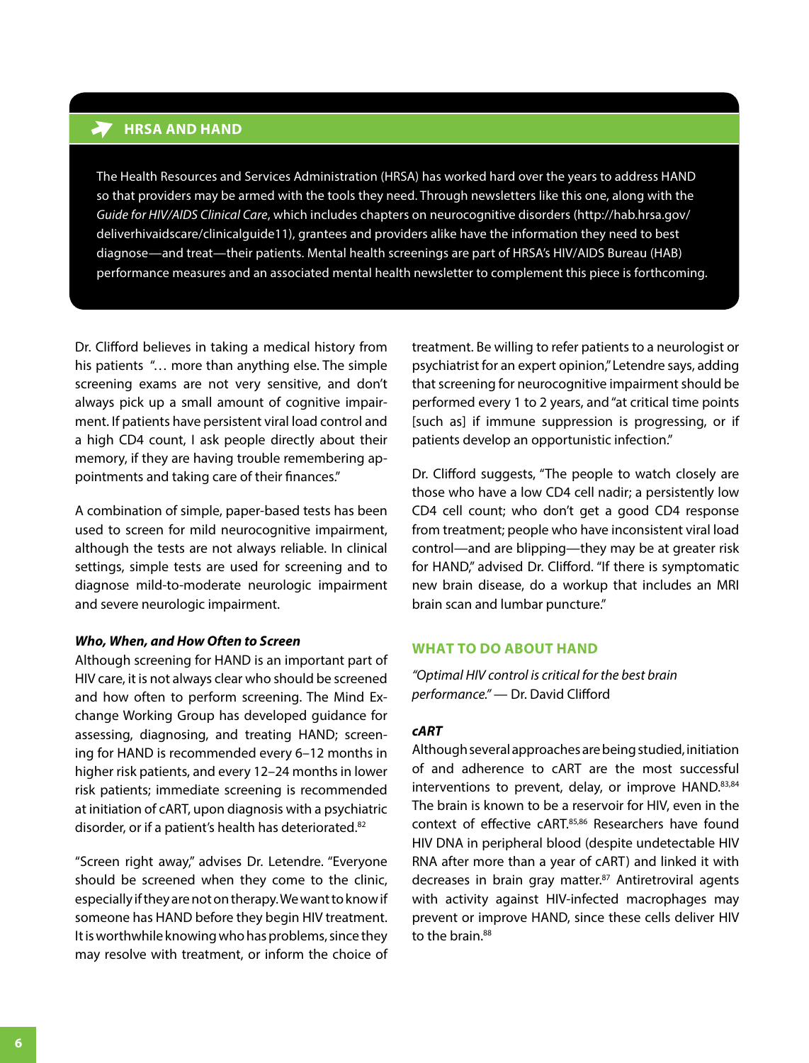## HRSA AND HAND

The Health Resources and Services Administration (HRSA) has worked hard over the years to address HAND so that providers may be armed with the tools they need. Through newsletters like this one, along with the *Guide for HIV/AIDS Clinical Care*, which includes chapters on neurocognitive disorders (http://hab.hrsa.gov/deliverhivaidscare/clinicalguide11), grantees and providers alike have the information they need to best diagnose—and treat—their patients. Mental health screenings are part of HRSA's HIV/AIDS Bureau (HAB) performance measures and an associated mental health newsletter to complement this piece is forthcoming.

Dr. Clifford believes in taking a medical history from his patients "… more than anything else. The simple screening exams are not very sensitive, and don't always pick up a small amount of cognitive impairment. If patients have persistent viral load control and a high CD4 count, I ask people directly about their memory, if they are having trouble remembering appointments and taking care of their finances."

A combination of simple, paper-based tests has been used to screen for mild neurocognitive impairment, although the tests are not always reliable. In clinical settings, simple tests are used for screening and to diagnose mild-to-moderate neurologic impairment and severe neurologic impairment.

### *Who, When, and How Often to Screen*

Although screening for HAND is an important part of HIV care, it is not always clear who should be screened and how often to perform screening. The Mind Exchange Working Group has developed guidance for assessing, diagnosing, and treating HAND; screening for HAND is recommended every 6–12 months in higher risk patients, and every 12–24 months in lower risk patients; immediate screening is recommended at initiation of cART, upon diagnosis with a psychiatric disorder, or if a patient's health has deteriorated.[82]

"Screen right away," advises Dr. Letendre. "Everyone should be screened when they come to the clinic, especially if they are not on therapy. We want to know if someone has HAND before they begin HIV treatment. It is worthwhile knowing who has problems, since they may resolve with treatment, or inform the choice of treatment. Be willing to refer patients to a neurologist or psychiatrist for an expert opinion," Letendre says, adding that screening for neurocognitive impairment should be performed every 1 to 2 years, and "at critical time points [such as] if immune suppression is progressing, or if patients develop an opportunistic infection."

Dr. Clifford suggests, "The people to watch closely are those who have a low CD4 cell nadir; a persistently low CD4 cell count; who don't get a good CD4 response from treatment; people who have inconsistent viral load control—and are blipping—they may be at greater risk for HAND," advised Dr. Clifford. "If there is symptomatic new brain disease, do a workup that includes an MRI brain scan and lumbar puncture."

## WHAT TO DO ABOUT HAND

*"Optimal HIV control is critical for the best brain performance."* — Dr. David Clifford

### *cART*

Although several approaches are being studied, initiation of and adherence to cART are the most successful interventions to prevent, delay, or improve HAND.[83,84] The brain is known to be a reservoir for HIV, even in the context of effective cART.[85,86] Researchers have found HIV DNA in peripheral blood (despite undetectable HIV RNA after more than a year of cART) and linked it with decreases in brain gray matter.[87] Antiretroviral agents with activity against HIV-infected macrophages may prevent or improve HAND, since these cells deliver HIV to the brain.[88]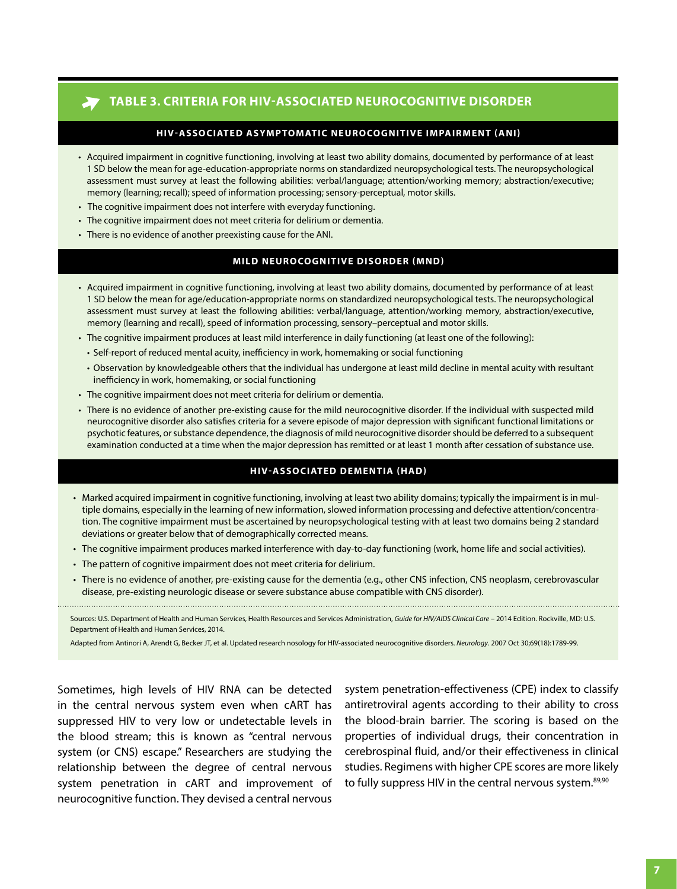## TABLE 3. CRITERIA FOR HIV-ASSOCIATED NEUROCOGNITIVE DISORDER

### HIV-ASSOCIATED ASYMPTOMATIC NEUROCOGNITIVE IMPAIRMENT (ANI)

- Acquired impairment in cognitive functioning, involving at least two ability domains, documented by performance of at least 1 SD below the mean for age-education-appropriate norms on standardized neuropsychological tests. The neuropsychological assessment must survey at least the following abilities: verbal/language; attention/working memory; abstraction/executive; memory (learning; recall); speed of information processing; sensory-perceptual, motor skills.
- The cognitive impairment does not interfere with everyday functioning.
- The cognitive impairment does not meet criteria for delirium or dementia.
- There is no evidence of another preexisting cause for the ANI.

### MILD NEUROCOGNITIVE DISORDER (MND)

- Acquired impairment in cognitive functioning, involving at least two ability domains, documented by performance of at least 1 SD below the mean for age/education-appropriate norms on standardized neuropsychological tests. The neuropsychological assessment must survey at least the following abilities: verbal/language, attention/working memory, abstraction/executive, memory (learning and recall), speed of information processing, sensory–perceptual and motor skills.
- The cognitive impairment produces at least mild interference in daily functioning (at least one of the following):
  - Self-report of reduced mental acuity, inefficiency in work, homemaking or social functioning
  - Observation by knowledgeable others that the individual has undergone at least mild decline in mental acuity with resultant inefficiency in work, homemaking, or social functioning
- The cognitive impairment does not meet criteria for delirium or dementia.
- There is no evidence of another pre-existing cause for the mild neurocognitive disorder. If the individual with suspected mild neurocognitive disorder also satisfies criteria for a severe episode of major depression with significant functional limitations or psychotic features, or substance dependence, the diagnosis of mild neurocognitive disorder should be deferred to a subsequent examination conducted at a time when the major depression has remitted or at least 1 month after cessation of substance use.

### HIV-ASSOCIATED DEMENTIA (HAD)

- Marked acquired impairment in cognitive functioning, involving at least two ability domains; typically the impairment is in multiple domains, especially in the learning of new information, slowed information processing and defective attention/concentration. The cognitive impairment must be ascertained by neuropsychological testing with at least two domains being 2 standard deviations or greater below that of demographically corrected means.
- The cognitive impairment produces marked interference with day-to-day functioning (work, home life and social activities).
- The pattern of cognitive impairment does not meet criteria for delirium.
- There is no evidence of another, pre-existing cause for the dementia (e.g., other CNS infection, CNS neoplasm, cerebrovascular disease, pre-existing neurologic disease or severe substance abuse compatible with CNS disorder).

Sources: U.S. Department of Health and Human Services, Health Resources and Services Administration, *Guide for HIV/AIDS Clinical Care* – 2014 Edition. Rockville, MD: U.S. Department of Health and Human Services, 2014.

Adapted from Antinori A, Arendt G, Becker JT, et al. Updated research nosology for HIV-associated neurocognitive disorders. *Neurology*. 2007 Oct 30;69(18):1789-99.

Sometimes, high levels of HIV RNA can be detected in the central nervous system even when cART has suppressed HIV to very low or undetectable levels in the blood stream; this is known as "central nervous system (or CNS) escape." Researchers are studying the relationship between the degree of central nervous system penetration in cART and improvement of neurocognitive function. They devised a central nervous system penetration-effectiveness (CPE) index to classify antiretroviral agents according to their ability to cross the blood-brain barrier. The scoring is based on the properties of individual drugs, their concentration in cerebrospinal fluid, and/or their effectiveness in clinical studies. Regimens with higher CPE scores are more likely to fully suppress HIV in the central nervous system.[89,90]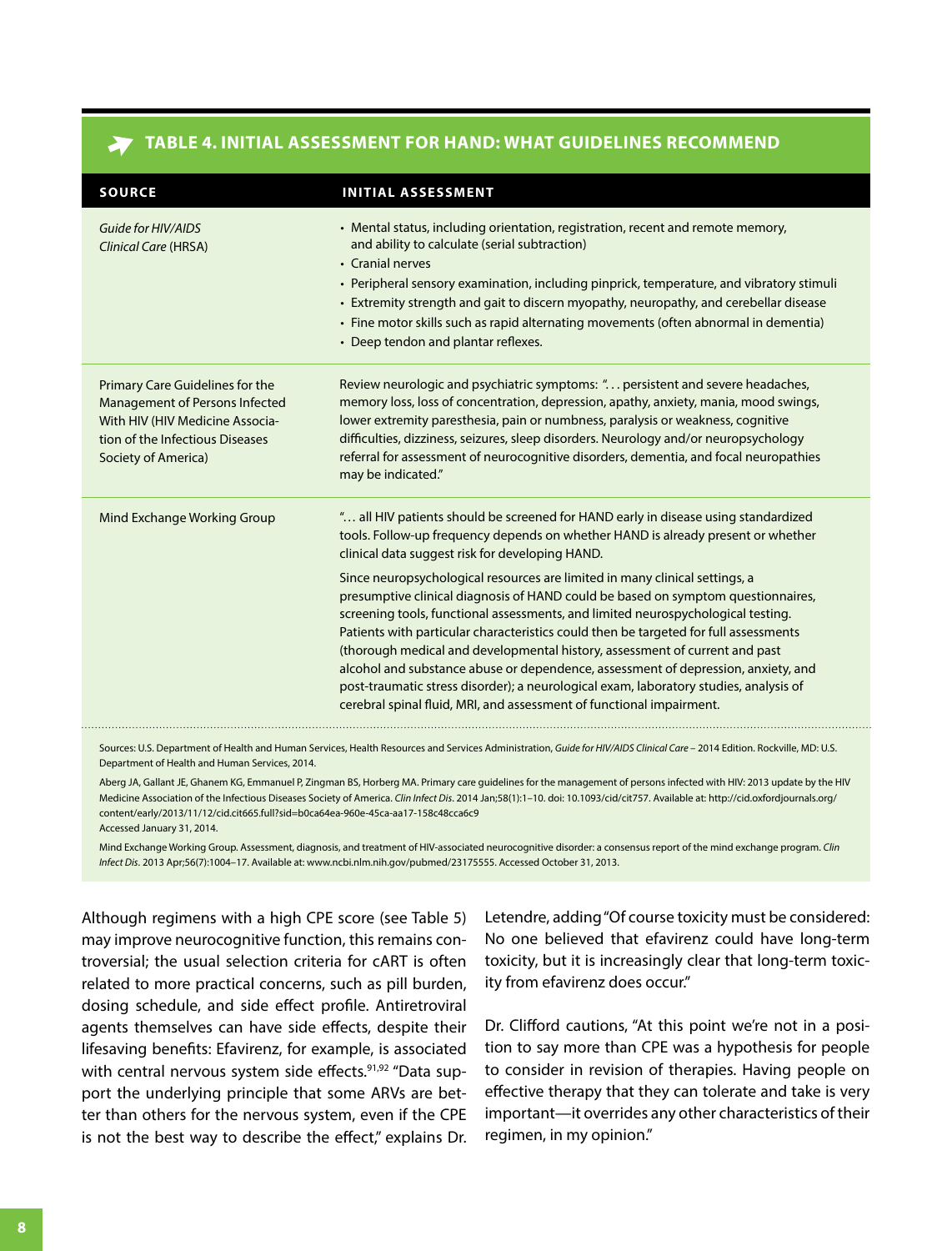## TABLE 4. INITIAL ASSESSMENT FOR HAND: WHAT GUIDELINES RECOMMEND

| SOURCE | INITIAL ASSESSMENT |
|---|---|
| *Guide for HIV/AIDS Clinical Care* (HRSA) | • Mental status, including orientation, registration, recent and remote memory, and ability to calculate (serial subtraction)<br>• Cranial nerves<br>• Peripheral sensory examination, including pinprick, temperature, and vibratory stimuli<br>• Extremity strength and gait to discern myopathy, neuropathy, and cerebellar disease<br>• Fine motor skills such as rapid alternating movements (often abnormal in dementia)<br>• Deep tendon and plantar reflexes. |
| Primary Care Guidelines for the Management of Persons Infected With HIV (HIV Medicine Association of the Infectious Diseases Society of America) | Review neurologic and psychiatric symptoms: ". . . persistent and severe headaches, memory loss, loss of concentration, depression, apathy, anxiety, mania, mood swings, lower extremity paresthesia, pain or numbness, paralysis or weakness, cognitive difficulties, dizziness, seizures, sleep disorders. Neurology and/or neuropsychology referral for assessment of neurocognitive disorders, dementia, and focal neuropathies may be indicated." |
| Mind Exchange Working Group | "… all HIV patients should be screened for HAND early in disease using standardized tools. Follow-up frequency depends on whether HAND is already present or whether clinical data suggest risk for developing HAND.<br><br>Since neuropsychological resources are limited in many clinical settings, a presumptive clinical diagnosis of HAND could be based on symptom questionnaires, screening tools, functional assessments, and limited neuropsychological testing. Patients with particular characteristics could then be targeted for full assessments (thorough medical and developmental history, assessment of current and past alcohol and substance abuse or dependence, assessment of depression, anxiety, and post-traumatic stress disorder); a neurological exam, laboratory studies, analysis of cerebral spinal fluid, MRI, and assessment of functional impairment. |

Sources: U.S. Department of Health and Human Services, Health Resources and Services Administration, *Guide for HIV/AIDS Clinical Care* – 2014 Edition. Rockville, MD: U.S. Department of Health and Human Services, 2014.

Aberg JA, Gallant JE, Ghanem KG, Emmanuel P, Zingman BS, Horberg MA. Primary care guidelines for the management of persons infected with HIV: 2013 update by the HIV Medicine Association of the Infectious Diseases Society of America. *Clin Infect Dis*. 2014 Jan;58(1):1–10. doi: 10.1093/cid/cit757. Available at: http://cid.oxfordjournals.org/content/early/2013/11/12/cid.cit665.full?sid=b0ca64ea-960e-45ca-aa17-158c48cca6c9 Accessed January 31, 2014.

Mind Exchange Working Group. Assessment, diagnosis, and treatment of HIV-associated neurocognitive disorder: a consensus report of the mind exchange program. *Clin Infect Dis*. 2013 Apr;56(7):1004–17. Available at: www.ncbi.nlm.nih.gov/pubmed/23175555. Accessed October 31, 2013.

Although regimens with a high CPE score (see Table 5) may improve neurocognitive function, this remains controversial; the usual selection criteria for cART is often related to more practical concerns, such as pill burden, dosing schedule, and side effect profile. Antiretroviral agents themselves can have side effects, despite their lifesaving benefits: Efavirenz, for example, is associated with central nervous system side effects.[91,92] "Data support the underlying principle that some ARVs are better than others for the nervous system, even if the CPE is not the best way to describe the effect," explains Dr. Letendre, adding "Of course toxicity must be considered: No one believed that efavirenz could have long-term toxicity, but it is increasingly clear that long-term toxicity from efavirenz does occur."

Dr. Clifford cautions, "At this point we're not in a position to say more than CPE was a hypothesis for people to consider in revision of therapies. Having people on effective therapy that they can tolerate and take is very important—it overrides any other characteristics of their regimen, in my opinion."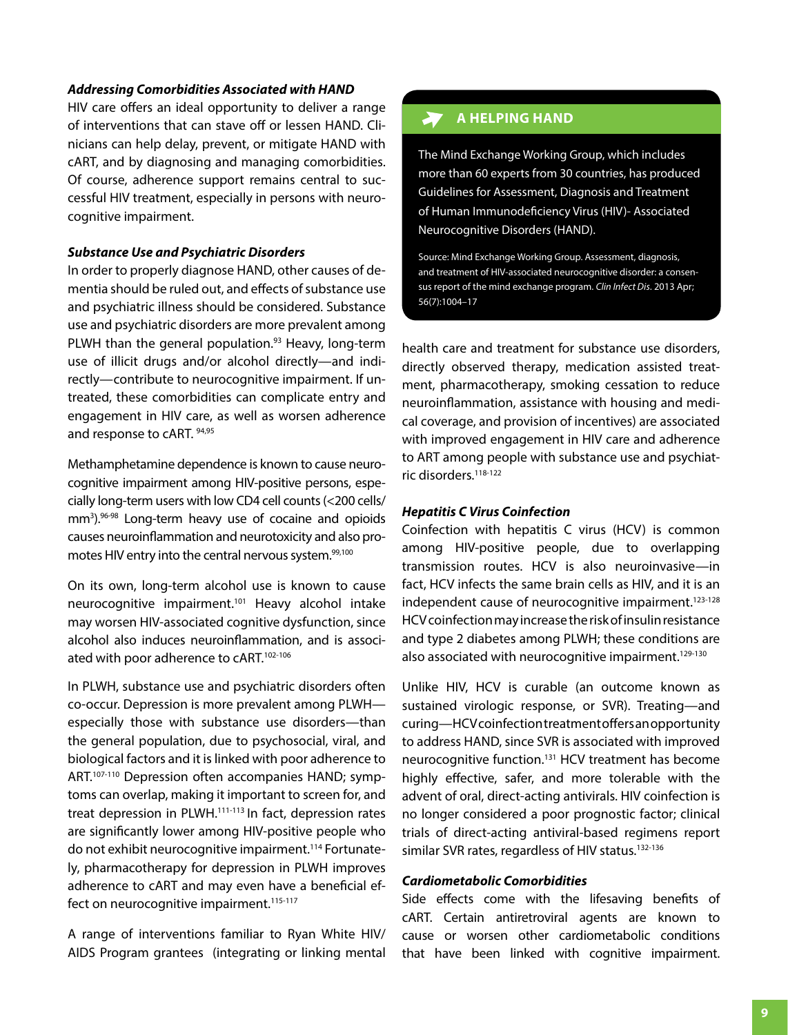### *Addressing Comorbidities Associated with HAND*

HIV care offers an ideal opportunity to deliver a range of interventions that can stave off or lessen HAND. Clinicians can help delay, prevent, or mitigate HAND with cART, and by diagnosing and managing comorbidities. Of course, adherence support remains central to successful HIV treatment, especially in persons with neurocognitive impairment.

### *Substance Use and Psychiatric Disorders*

In order to properly diagnose HAND, other causes of dementia should be ruled out, and effects of substance use and psychiatric illness should be considered. Substance use and psychiatric disorders are more prevalent among PLWH than the general population.[93] Heavy, long-term use of illicit drugs and/or alcohol directly—and indirectly—contribute to neurocognitive impairment. If untreated, these comorbidities can complicate entry and engagement in HIV care, as well as worsen adherence and response to cART.[94,95]

Methamphetamine dependence is known to cause neurocognitive impairment among HIV-positive persons, especially long-term users with low CD4 cell counts (<200 cells/$mm^3$).[96-98] Long-term heavy use of cocaine and opioids causes neuroinflammation and neurotoxicity and also promotes HIV entry into the central nervous system.[99,100]

On its own, long-term alcohol use is known to cause neurocognitive impairment.[101] Heavy alcohol intake may worsen HIV-associated cognitive dysfunction, since alcohol also induces neuroinflammation, and is associated with poor adherence to cART.[102-106]

In PLWH, substance use and psychiatric disorders often co-occur. Depression is more prevalent among PLWH—especially those with substance use disorders—than the general population, due to psychosocial, viral, and biological factors and it is linked with poor adherence to ART.[107-110] Depression often accompanies HAND; symptoms can overlap, making it important to screen for, and treat depression in PLWH.[111-113] In fact, depression rates are significantly lower among HIV-positive people who do not exhibit neurocognitive impairment.[114] Fortunately, pharmacotherapy for depression in PLWH improves adherence to cART and may even have a beneficial effect on neurocognitive impairment.[115-117]

A range of interventions familiar to Ryan White HIV/AIDS Program grantees (integrating or linking mental health care and treatment for substance use disorders, directly observed therapy, medication assisted treatment, pharmacotherapy, smoking cessation to reduce neuroinflammation, assistance with housing and medical coverage, and provision of incentives) are associated with improved engagement in HIV care and adherence to ART among people with substance use and psychiatric disorders.[118-122]

> **A HELPING HAND**
>
> The Mind Exchange Working Group, which includes more than 60 experts from 30 countries, has produced Guidelines for Assessment, Diagnosis and Treatment of Human Immunodeficiency Virus (HIV)- Associated Neurocognitive Disorders (HAND).
>
> Source: Mind Exchange Working Group. Assessment, diagnosis, and treatment of HIV-associated neurocognitive disorder: a consensus report of the mind exchange program. *Clin Infect Dis.* 2013 Apr; 56(7):1004–17

### *Hepatitis C Virus Coinfection*

Coinfection with hepatitis C virus (HCV) is common among HIV-positive people, due to overlapping transmission routes. HCV is also neuroinvasive—in fact, HCV infects the same brain cells as HIV, and it is an independent cause of neurocognitive impairment.[123-128] HCV coinfection may increase the risk of insulin resistance and type 2 diabetes among PLWH; these conditions are also associated with neurocognitive impairment.[129-130]

Unlike HIV, HCV is curable (an outcome known as sustained virologic response, or SVR). Treating—and curing—HCV coinfection treatment offers an opportunity to address HAND, since SVR is associated with improved neurocognitive function.[131] HCV treatment has become highly effective, safer, and more tolerable with the advent of oral, direct-acting antivirals. HIV coinfection is no longer considered a poor prognostic factor; clinical trials of direct-acting antiviral-based regimens report similar SVR rates, regardless of HIV status.[132-136]

### *Cardiometabolic Comorbidities*

Side effects come with the lifesaving benefits of cART. Certain antiretroviral agents are known to cause or worsen other cardiometabolic conditions that have been linked with cognitive impairment.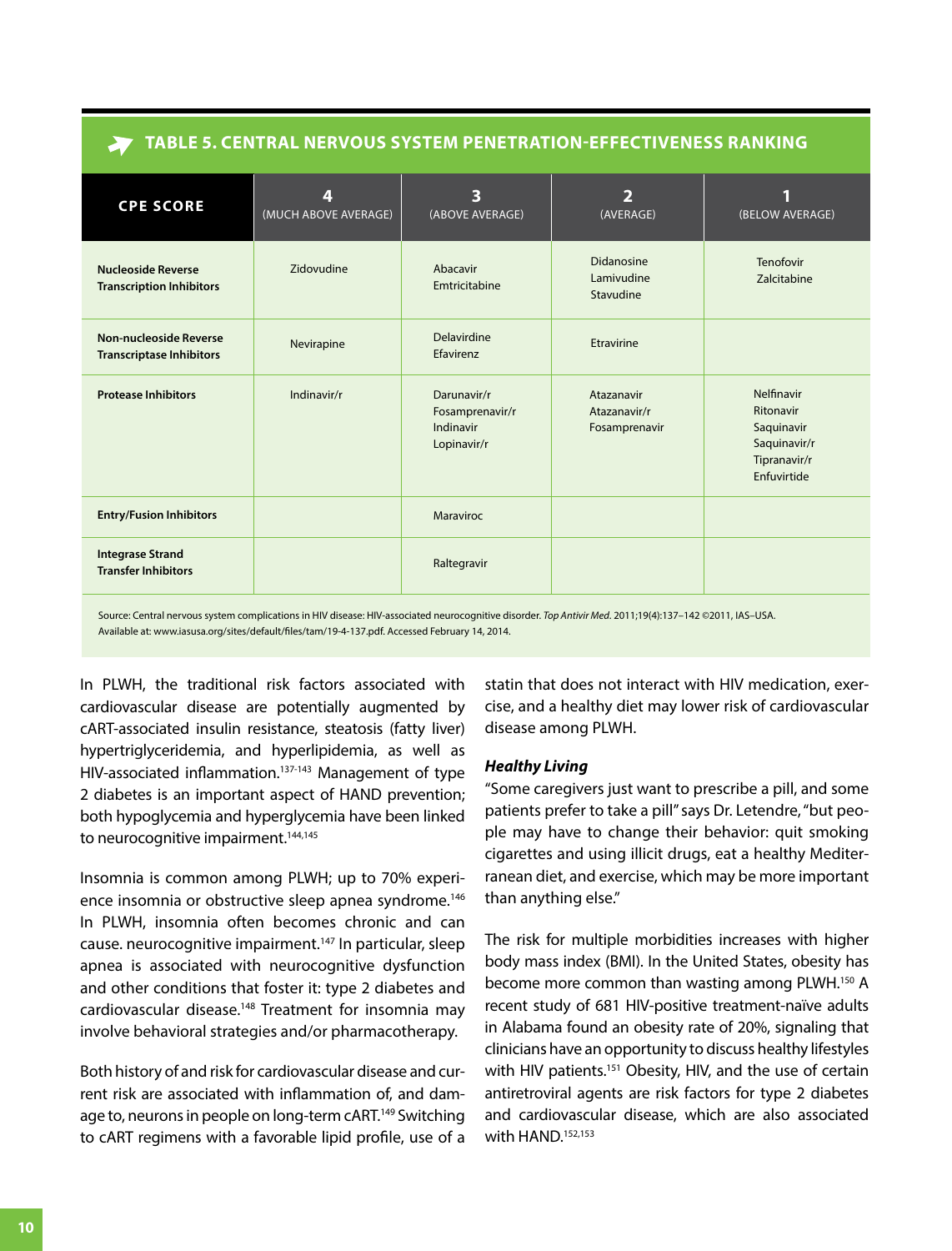### TABLE 5. CENTRAL NERVOUS SYSTEM PENETRATION-EFFECTIVENESS RANKING

| CPE SCORE | 4 (MUCH ABOVE AVERAGE) | 3 (ABOVE AVERAGE) | 2 (AVERAGE) | 1 (BELOW AVERAGE) |
|---|---|---|---|---|
| **Nucleoside Reverse Transcription Inhibitors** | Zidovudine | Abacavir<br>Emtricitabine | Didanosine<br>Lamivudine<br>Stavudine | Tenofovir<br>Zalcitabine |
| **Non-nucleoside Reverse Transcriptase Inhibitors** | Nevirapine | Delavirdine<br>Efavirenz | Etravirine | |
| **Protease Inhibitors** | Indinavir/r | Darunavir/r<br>Fosamprenavir/r<br>Indinavir<br>Lopinavir/r | Atazanavir<br>Atazanavir/r<br>Fosamprenavir | Nelfinavir<br>Ritonavir<br>Saquinavir<br>Saquinavir/r<br>Tipranavir/r<br>Enfuvirtide |
| **Entry/Fusion Inhibitors** | | Maraviroc | | |
| **Integrase Strand Transfer Inhibitors** | | Raltegravir | | |

Source: Central nervous system complications in HIV disease: HIV-associated neurocognitive disorder. *Top Antivir Med*. 2011;19(4):137–142 ©2011, IAS–USA. Available at: www.iasusa.org/sites/default/files/tam/19-4-137.pdf. Accessed February 14, 2014.

In PLWH, the traditional risk factors associated with cardiovascular disease are potentially augmented by cART-associated insulin resistance, steatosis (fatty liver) hypertriglyceridemia, and hyperlipidemia, as well as HIV-associated inflammation.[137-143] Management of type 2 diabetes is an important aspect of HAND prevention; both hypoglycemia and hyperglycemia have been linked to neurocognitive impairment.[144,145]

Insomnia is common among PLWH; up to 70% experience insomnia or obstructive sleep apnea syndrome.[146] In PLWH, insomnia often becomes chronic and can cause. neurocognitive impairment.[147] In particular, sleep apnea is associated with neurocognitive dysfunction and other conditions that foster it: type 2 diabetes and cardiovascular disease.[148] Treatment for insomnia may involve behavioral strategies and/or pharmacotherapy.

Both history of and risk for cardiovascular disease and current risk are associated with inflammation of, and damage to, neurons in people on long-term cART.[149] Switching to cART regimens with a favorable lipid profile, use of a statin that does not interact with HIV medication, exercise, and a healthy diet may lower risk of cardiovascular disease among PLWH.

#### *Healthy Living*

"Some caregivers just want to prescribe a pill, and some patients prefer to take a pill" says Dr. Letendre, "but people may have to change their behavior: quit smoking cigarettes and using illicit drugs, eat a healthy Mediterranean diet, and exercise, which may be more important than anything else."

The risk for multiple morbidities increases with higher body mass index (BMI). In the United States, obesity has become more common than wasting among PLWH.[150] A recent study of 681 HIV-positive treatment-naïve adults in Alabama found an obesity rate of 20%, signaling that clinicians have an opportunity to discuss healthy lifestyles with HIV patients.[151] Obesity, HIV, and the use of certain antiretroviral agents are risk factors for type 2 diabetes and cardiovascular disease, which are also associated with HAND.[152,153]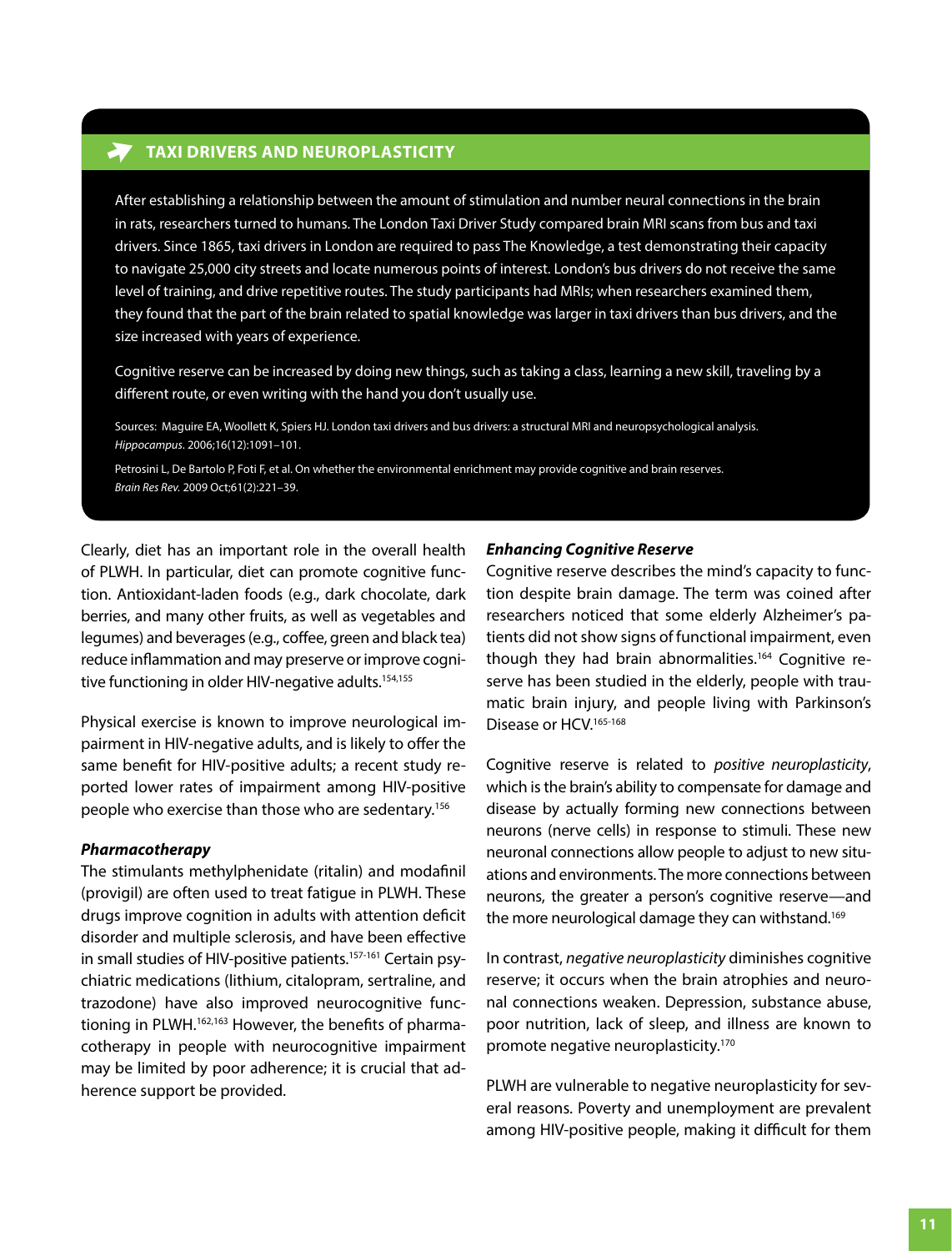## TAXI DRIVERS AND NEUROPLASTICITY

After establishing a relationship between the amount of stimulation and number neural connections in the brain in rats, researchers turned to humans. The London Taxi Driver Study compared brain MRI scans from bus and taxi drivers. Since 1865, taxi drivers in London are required to pass The Knowledge, a test demonstrating their capacity to navigate 25,000 city streets and locate numerous points of interest. London's bus drivers do not receive the same level of training, and drive repetitive routes. The study participants had MRIs; when researchers examined them, they found that the part of the brain related to spatial knowledge was larger in taxi drivers than bus drivers, and the size increased with years of experience.

Cognitive reserve can be increased by doing new things, such as taking a class, learning a new skill, traveling by a different route, or even writing with the hand you don't usually use.

Sources: Maguire EA, Woollett K, Spiers HJ. London taxi drivers and bus drivers: a structural MRI and neuropsychological analysis. *Hippocampus*. 2006;16(12):1091–101.

Petrosini L, De Bartolo P, Foti F, et al. On whether the environmental enrichment may provide cognitive and brain reserves. *Brain Res Rev.* 2009 Oct;61(2):221–39.

Clearly, diet has an important role in the overall health of PLWH. In particular, diet can promote cognitive function. Antioxidant-laden foods (e.g., dark chocolate, dark berries, and many other fruits, as well as vegetables and legumes) and beverages (e.g., coffee, green and black tea) reduce inflammation and may preserve or improve cognitive functioning in older HIV-negative adults.[154,155]

Physical exercise is known to improve neurological impairment in HIV-negative adults, and is likely to offer the same benefit for HIV-positive adults; a recent study reported lower rates of impairment among HIV-positive people who exercise than those who are sedentary.[156]

### *Pharmacotherapy*

The stimulants methylphenidate (ritalin) and modafinil (provigil) are often used to treat fatigue in PLWH. These drugs improve cognition in adults with attention deficit disorder and multiple sclerosis, and have been effective in small studies of HIV-positive patients.[157-161] Certain psychiatric medications (lithium, citalopram, sertraline, and trazodone) have also improved neurocognitive functioning in PLWH.[162,163] However, the benefits of pharmacotherapy in people with neurocognitive impairment may be limited by poor adherence; it is crucial that adherence support be provided.

### *Enhancing Cognitive Reserve*

Cognitive reserve describes the mind's capacity to function despite brain damage. The term was coined after researchers noticed that some elderly Alzheimer's patients did not show signs of functional impairment, even though they had brain abnormalities.[164] Cognitive reserve has been studied in the elderly, people with traumatic brain injury, and people living with Parkinson's Disease or HCV.[165-168]

Cognitive reserve is related to *positive neuroplasticity*, which is the brain's ability to compensate for damage and disease by actually forming new connections between neurons (nerve cells) in response to stimuli. These new neuronal connections allow people to adjust to new situations and environments. The more connections between neurons, the greater a person's cognitive reserve—and the more neurological damage they can withstand.[169]

In contrast, *negative neuroplasticity* diminishes cognitive reserve; it occurs when the brain atrophies and neuronal connections weaken. Depression, substance abuse, poor nutrition, lack of sleep, and illness are known to promote negative neuroplasticity.[170]

PLWH are vulnerable to negative neuroplasticity for several reasons. Poverty and unemployment are prevalent among HIV-positive people, making it difficult for them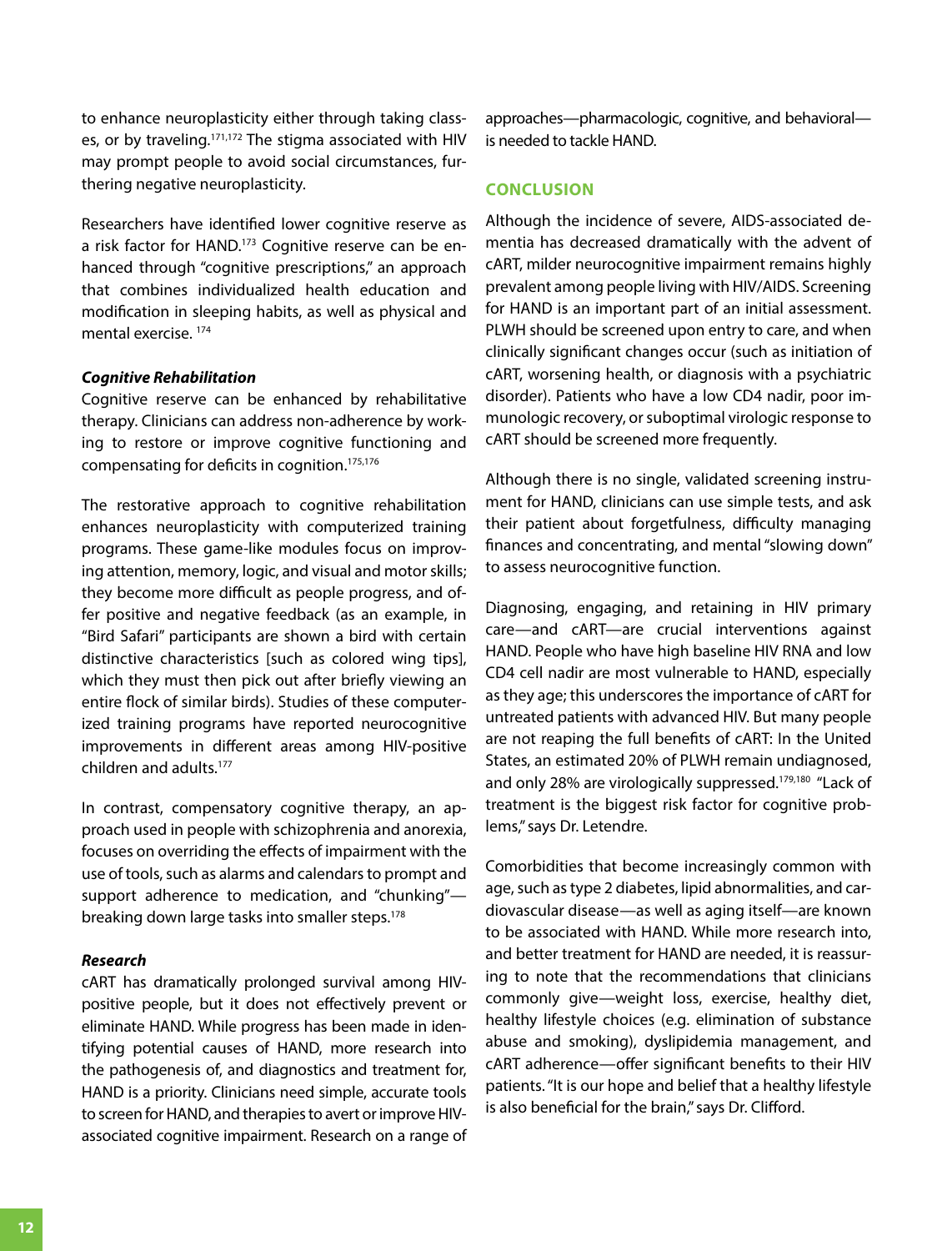to enhance neuroplasticity either through taking classes, or by traveling.[171,172] The stigma associated with HIV may prompt people to avoid social circumstances, furthering negative neuroplasticity.

Researchers have identified lower cognitive reserve as a risk factor for HAND.[173] Cognitive reserve can be enhanced through "cognitive prescriptions," an approach that combines individualized health education and modification in sleeping habits, as well as physical and mental exercise. [174]

### *Cognitive Rehabilitation*

Cognitive reserve can be enhanced by rehabilitative therapy. Clinicians can address non-adherence by working to restore or improve cognitive functioning and compensating for deficits in cognition.[175,176]

The restorative approach to cognitive rehabilitation enhances neuroplasticity with computerized training programs. These game-like modules focus on improving attention, memory, logic, and visual and motor skills; they become more difficult as people progress, and offer positive and negative feedback (as an example, in "Bird Safari" participants are shown a bird with certain distinctive characteristics [such as colored wing tips], which they must then pick out after briefly viewing an entire flock of similar birds). Studies of these computerized training programs have reported neurocognitive improvements in different areas among HIV-positive children and adults.[177]

In contrast, compensatory cognitive therapy, an approach used in people with schizophrenia and anorexia, focuses on overriding the effects of impairment with the use of tools, such as alarms and calendars to prompt and support adherence to medication, and "chunking"—breaking down large tasks into smaller steps.[178]

### *Research*

cART has dramatically prolonged survival among HIV-positive people, but it does not effectively prevent or eliminate HAND. While progress has been made in identifying potential causes of HAND, more research into the pathogenesis of, and diagnostics and treatment for, HAND is a priority. Clinicians need simple, accurate tools to screen for HAND, and therapies to avert or improve HIV-associated cognitive impairment. Research on a range of approaches—pharmacologic, cognitive, and behavioral—is needed to tackle HAND.

## CONCLUSION

Although the incidence of severe, AIDS-associated dementia has decreased dramatically with the advent of cART, milder neurocognitive impairment remains highly prevalent among people living with HIV/AIDS. Screening for HAND is an important part of an initial assessment. PLWH should be screened upon entry to care, and when clinically significant changes occur (such as initiation of cART, worsening health, or diagnosis with a psychiatric disorder). Patients who have a low CD4 nadir, poor immunologic recovery, or suboptimal virologic response to cART should be screened more frequently.

Although there is no single, validated screening instrument for HAND, clinicians can use simple tests, and ask their patient about forgetfulness, difficulty managing finances and concentrating, and mental "slowing down" to assess neurocognitive function.

Diagnosing, engaging, and retaining in HIV primary care—and cART—are crucial interventions against HAND. People who have high baseline HIV RNA and low CD4 cell nadir are most vulnerable to HAND, especially as they age; this underscores the importance of cART for untreated patients with advanced HIV. But many people are not reaping the full benefits of cART: In the United States, an estimated 20% of PLWH remain undiagnosed, and only 28% are virologically suppressed.[179,180] "Lack of treatment is the biggest risk factor for cognitive problems," says Dr. Letendre.

Comorbidities that become increasingly common with age, such as type 2 diabetes, lipid abnormalities, and cardiovascular disease—as well as aging itself—are known to be associated with HAND. While more research into, and better treatment for HAND are needed, it is reassuring to note that the recommendations that clinicians commonly give—weight loss, exercise, healthy diet, healthy lifestyle choices (e.g. elimination of substance abuse and smoking), dyslipidemia management, and cART adherence—offer significant benefits to their HIV patients. "It is our hope and belief that a healthy lifestyle is also beneficial for the brain," says Dr. Clifford.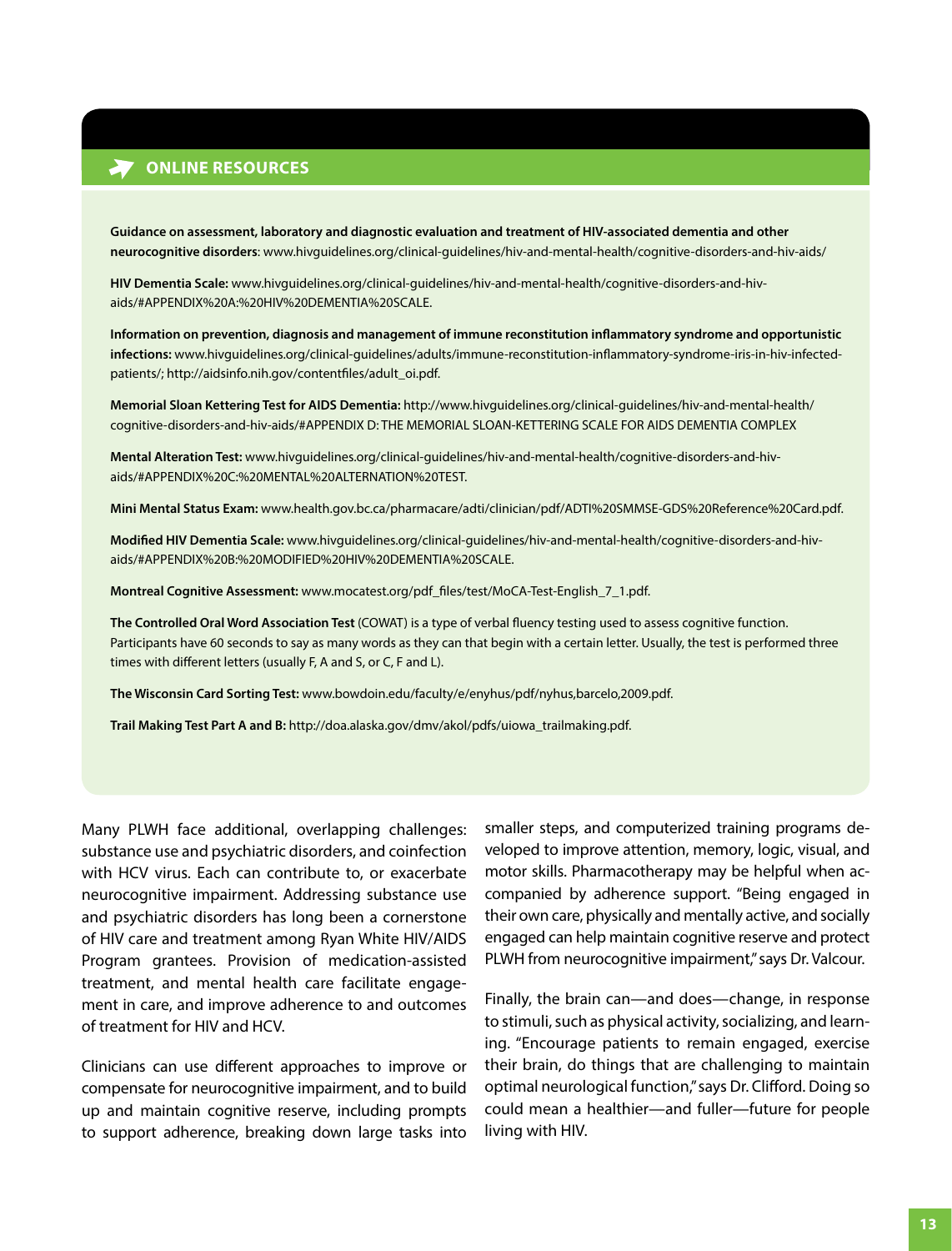## ONLINE RESOURCES

**Guidance on assessment, laboratory and diagnostic evaluation and treatment of HIV-associated dementia and other neurocognitive disorders**: www.hivguidelines.org/clinical-guidelines/hiv-and-mental-health/cognitive-disorders-and-hiv-aids/

**HIV Dementia Scale:** www.hivguidelines.org/clinical-guidelines/hiv-and-mental-health/cognitive-disorders-and-hiv-aids/#APPENDIX%20A:%20HIV%20DEMENTIA%20SCALE.

**Information on prevention, diagnosis and management of immune reconstitution inflammatory syndrome and opportunistic infections:** www.hivguidelines.org/clinical-guidelines/adults/immune-reconstitution-inflammatory-syndrome-iris-in-hiv-infected-patients/; http://aidsinfo.nih.gov/contentfiles/adult_oi.pdf.

**Memorial Sloan Kettering Test for AIDS Dementia:** http://www.hivguidelines.org/clinical-guidelines/hiv-and-mental-health/cognitive-disorders-and-hiv-aids/#APPENDIX D: THE MEMORIAL SLOAN-KETTERING SCALE FOR AIDS DEMENTIA COMPLEX

**Mental Alteration Test:** www.hivguidelines.org/clinical-guidelines/hiv-and-mental-health/cognitive-disorders-and-hiv-aids/#APPENDIX%20C:%20MENTAL%20ALTERNATION%20TEST.

**Mini Mental Status Exam:** www.health.gov.bc.ca/pharmacare/adti/clinician/pdf/ADTI%20SMMSE-GDS%20Reference%20Card.pdf.

**Modified HIV Dementia Scale:** www.hivguidelines.org/clinical-guidelines/hiv-and-mental-health/cognitive-disorders-and-hiv-aids/#APPENDIX%20B:%20MODIFIED%20HIV%20DEMENTIA%20SCALE.

**Montreal Cognitive Assessment:** www.mocatest.org/pdf_files/test/MoCA-Test-English_7_1.pdf.

**The Controlled Oral Word Association Test** (COWAT) is a type of verbal fluency testing used to assess cognitive function. Participants have 60 seconds to say as many words as they can that begin with a certain letter. Usually, the test is performed three times with different letters (usually F, A and S, or C, F and L).

**The Wisconsin Card Sorting Test:** www.bowdoin.edu/faculty/e/enyhus/pdf/nyhus,barcelo,2009.pdf.

**Trail Making Test Part A and B:** http://doa.alaska.gov/dmv/akol/pdfs/uiowa_trailmaking.pdf.

Many PLWH face additional, overlapping challenges: substance use and psychiatric disorders, and coinfection with HCV virus. Each can contribute to, or exacerbate neurocognitive impairment. Addressing substance use and psychiatric disorders has long been a cornerstone of HIV care and treatment among Ryan White HIV/AIDS Program grantees. Provision of medication-assisted treatment, and mental health care facilitate engagement in care, and improve adherence to and outcomes of treatment for HIV and HCV.

Clinicians can use different approaches to improve or compensate for neurocognitive impairment, and to build up and maintain cognitive reserve, including prompts to support adherence, breaking down large tasks into smaller steps, and computerized training programs developed to improve attention, memory, logic, visual, and motor skills. Pharmacotherapy may be helpful when accompanied by adherence support. "Being engaged in their own care, physically and mentally active, and socially engaged can help maintain cognitive reserve and protect PLWH from neurocognitive impairment," says Dr. Valcour.

Finally, the brain can—and does—change, in response to stimuli, such as physical activity, socializing, and learning. "Encourage patients to remain engaged, exercise their brain, do things that are challenging to maintain optimal neurological function," says Dr. Clifford. Doing so could mean a healthier—and fuller—future for people living with HIV.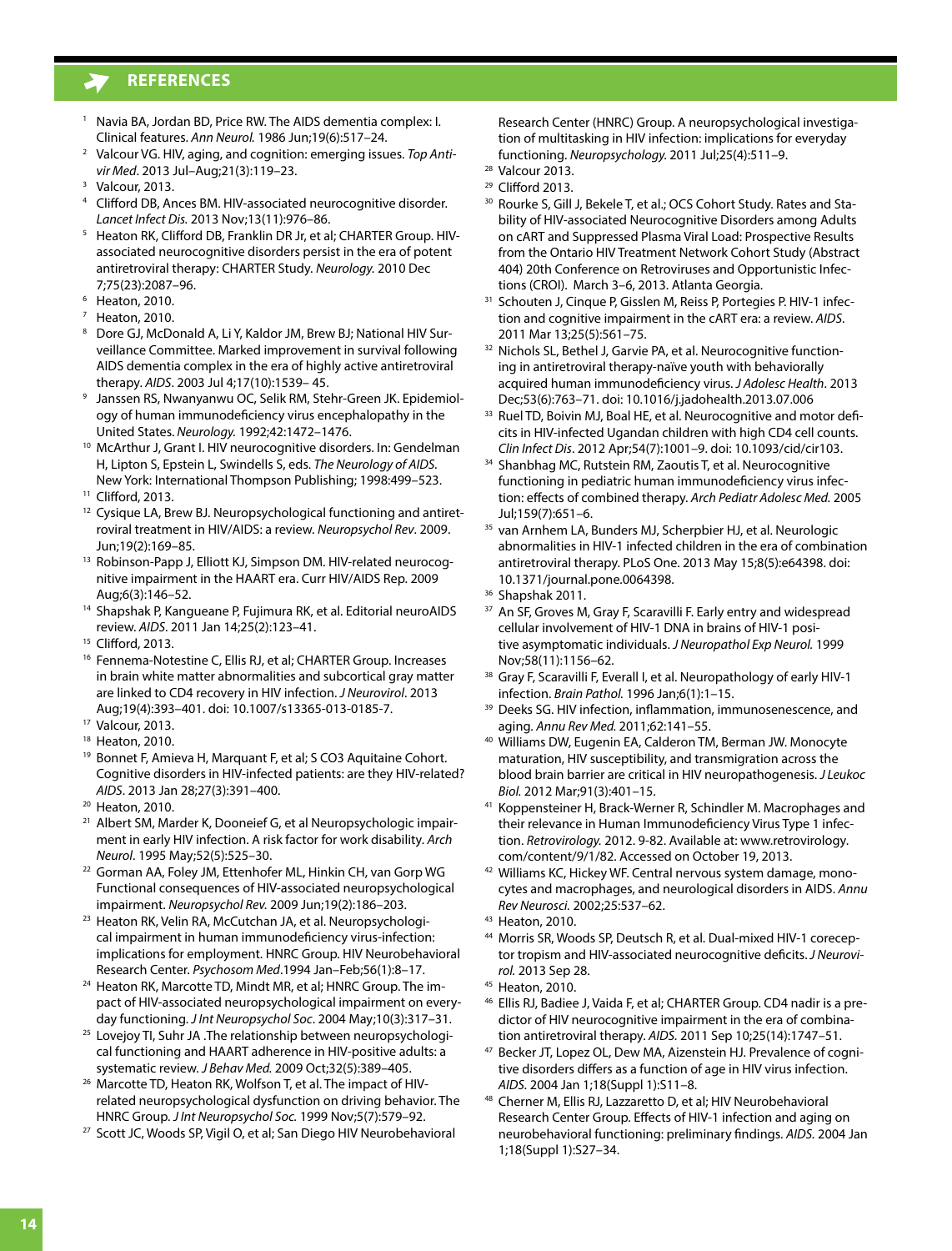## REFERENCES

1. Navia BA, Jordan BD, Price RW. The AIDS dementia complex: I. Clinical features. *Ann Neurol.* 1986 Jun;19(6):517–24.
2. Valcour VG. HIV, aging, and cognition: emerging issues. *Top Antivir Med*. 2013 Jul–Aug;21(3):119–23.
3. Valcour, 2013.
4. Clifford DB, Ances BM. HIV-associated neurocognitive disorder. *Lancet Infect Dis.* 2013 Nov;13(11):976–86.
5. Heaton RK, Clifford DB, Franklin DR Jr, et al; CHARTER Group. HIV-associated neurocognitive disorders persist in the era of potent antiretroviral therapy: CHARTER Study. *Neurology.* 2010 Dec 7;75(23):2087–96.
6. Heaton, 2010.
7. Heaton, 2010.
8. Dore GJ, McDonald A, Li Y, Kaldor JM, Brew BJ; National HIV Surveillance Committee. Marked improvement in survival following AIDS dementia complex in the era of highly active antiretroviral therapy. *AIDS*. 2003 Jul 4;17(10):1539– 45.
9. Janssen RS, Nwanyanwu OC, Selik RM, Stehr-Green JK. Epidemiology of human immunodeficiency virus encephalopathy in the United States. *Neurology.* 1992;42:1472–1476.
10. McArthur J, Grant I. HIV neurocognitive disorders. In: Gendelman H, Lipton S, Epstein L, Swindells S, eds. *The Neurology of AIDS.* New York: International Thompson Publishing; 1998:499–523.
11. Clifford, 2013.
12. Cysique LA, Brew BJ. Neuropsychological functioning and antiretroviral treatment in HIV/AIDS: a review. *Neuropsychol Rev*. 2009. Jun;19(2):169–85.
13. Robinson-Papp J, Elliott KJ, Simpson DM. HIV-related neurocognitive impairment in the HAART era. Curr HIV/AIDS Rep. 2009 Aug;6(3):146–52.
14. Shapshak P, Kangueane P, Fujimura RK, et al. Editorial neuroAIDS review. *AIDS*. 2011 Jan 14;25(2):123–41.
15. Clifford, 2013.
16. Fennema-Notestine C, Ellis RJ, et al; CHARTER Group. Increases in brain white matter abnormalities and subcortical gray matter are linked to CD4 recovery in HIV infection. *J Neurovirol*. 2013 Aug;19(4):393–401. doi: 10.1007/s13365-013-0185-7.
17. Valcour, 2013.
18. Heaton, 2010.
19. Bonnet F, Amieva H, Marquant F, et al; S CO3 Aquitaine Cohort. Cognitive disorders in HIV-infected patients: are they HIV-related? *AIDS*. 2013 Jan 28;27(3):391–400.
20. Heaton, 2010.
21. Albert SM, Marder K, Dooneief G, et al Neuropsychologic impairment in early HIV infection. A risk factor for work disability. *Arch Neurol*. 1995 May;52(5):525–30.
22. Gorman AA, Foley JM, Ettenhofer ML, Hinkin CH, van Gorp WG Functional consequences of HIV-associated neuropsychological impairment. *Neuropsychol Rev.* 2009 Jun;19(2):186–203.
23. Heaton RK, Velin RA, McCutchan JA, et al. Neuropsychological impairment in human immunodeficiency virus-infection: implications for employment. HNRC Group. HIV Neurobehavioral Research Center. *Psychosom Med*.1994 Jan–Feb;56(1):8–17.
24. Heaton RK, Marcotte TD, Mindt MR, et al; HNRC Group. The impact of HIV-associated neuropsychological impairment on everyday functioning. *J Int Neuropsychol Soc*. 2004 May;10(3):317–31.
25. Lovejoy TI, Suhr JA .The relationship between neuropsychological functioning and HAART adherence in HIV-positive adults: a systematic review. *J Behav Med.* 2009 Oct;32(5):389–405.
26. Marcotte TD, Heaton RK, Wolfson T, et al. The impact of HIV-related neuropsychological dysfunction on driving behavior. The HNRC Group. *J Int Neuropsychol Soc.* 1999 Nov;5(7):579–92.
27. Scott JC, Woods SP, Vigil O, et al; San Diego HIV Neurobehavioral Research Center (HNRC) Group. A neuropsychological investigation of multitasking in HIV infection: implications for everyday functioning. *Neuropsychology.* 2011 Jul;25(4):511–9.
28. Valcour 2013.
29. Clifford 2013.
30. Rourke S, Gill J, Bekele T, et al.; OCS Cohort Study. Rates and Stability of HIV-associated Neurocognitive Disorders among Adults on cART and Suppressed Plasma Viral Load: Prospective Results from the Ontario HIV Treatment Network Cohort Study (Abstract 404) 20th Conference on Retroviruses and Opportunistic Infections (CROI). March 3–6, 2013. Atlanta Georgia.
31. Schouten J, Cinque P, Gisslen M, Reiss P, Portegies P. HIV-1 infection and cognitive impairment in the cART era: a review. *AIDS*. 2011 Mar 13;25(5):561–75.
32. Nichols SL, Bethel J, Garvie PA, et al. Neurocognitive functioning in antiretroviral therapy-naïve youth with behaviorally acquired human immunodeficiency virus. *J Adolesc Health*. 2013 Dec;53(6):763–71. doi: 10.1016/j.jadohealth.2013.07.006
33. Ruel TD, Boivin MJ, Boal HE, et al. Neurocognitive and motor deficits in HIV-infected Ugandan children with high CD4 cell counts. *Clin Infect Dis*. 2012 Apr;54(7):1001–9. doi: 10.1093/cid/cir103.
34. Shanbhag MC, Rutstein RM, Zaoutis T, et al. Neurocognitive functioning in pediatric human immunodeficiency virus infection: effects of combined therapy. *Arch Pediatr Adolesc Med.* 2005 Jul;159(7):651–6.
35. van Arnhem LA, Bunders MJ, Scherpbier HJ, et al. Neurologic abnormalities in HIV-1 infected children in the era of combination antiretroviral therapy. PLoS One. 2013 May 15;8(5):e64398. doi: 10.1371/journal.pone.0064398.
36. Shapshak 2011.
37. An SF, Groves M, Gray F, Scaravilli F. Early entry and widespread cellular involvement of HIV-1 DNA in brains of HIV-1 positive asymptomatic individuals. *J Neuropathol Exp Neurol.* 1999 Nov;58(11):1156–62.
38. Gray F, Scaravilli F, Everall I, et al. Neuropathology of early HIV-1 infection. *Brain Pathol.* 1996 Jan;6(1):1–15.
39. Deeks SG. HIV infection, inflammation, immunosenescence, and aging. *Annu Rev Med.* 2011;62:141–55.
40. Williams DW, Eugenin EA, Calderon TM, Berman JW. Monocyte maturation, HIV susceptibility, and transmigration across the blood brain barrier are critical in HIV neuropathogenesis. *J Leukoc Biol.* 2012 Mar;91(3):401–15.
41. Koppensteiner H, Brack-Werner R, Schindler M. Macrophages and their relevance in Human Immunodeficiency Virus Type 1 infection. *Retrovirology.* 2012. 9-82. Available at: www.retrovirology.com/content/9/1/82. Accessed on October 19, 2013.
42. Williams KC, Hickey WF. Central nervous system damage, monocytes and macrophages, and neurological disorders in AIDS. *Annu Rev Neurosci.* 2002;25:537–62.
43. Heaton, 2010.
44. Morris SR, Woods SP, Deutsch R, et al. Dual-mixed HIV-1 coreceptor tropism and HIV-associated neurocognitive deficits. *J Neurovirol.* 2013 Sep 28.
45. Heaton, 2010.
46. Ellis RJ, Badiee J, Vaida F, et al; CHARTER Group. CD4 nadir is a predictor of HIV neurocognitive impairment in the era of combination antiretroviral therapy. *AIDS.* 2011 Sep 10;25(14):1747–51.
47. Becker JT, Lopez OL, Dew MA, Aizenstein HJ. Prevalence of cognitive disorders differs as a function of age in HIV virus infection. *AIDS.* 2004 Jan 1;18(Suppl 1):S11–8.
48. Cherner M, Ellis RJ, Lazzaretto D, et al; HIV Neurobehavioral Research Center Group. Effects of HIV-1 infection and aging on neurobehavioral functioning: preliminary findings. *AIDS.* 2004 Jan 1;18(Suppl 1):S27–34.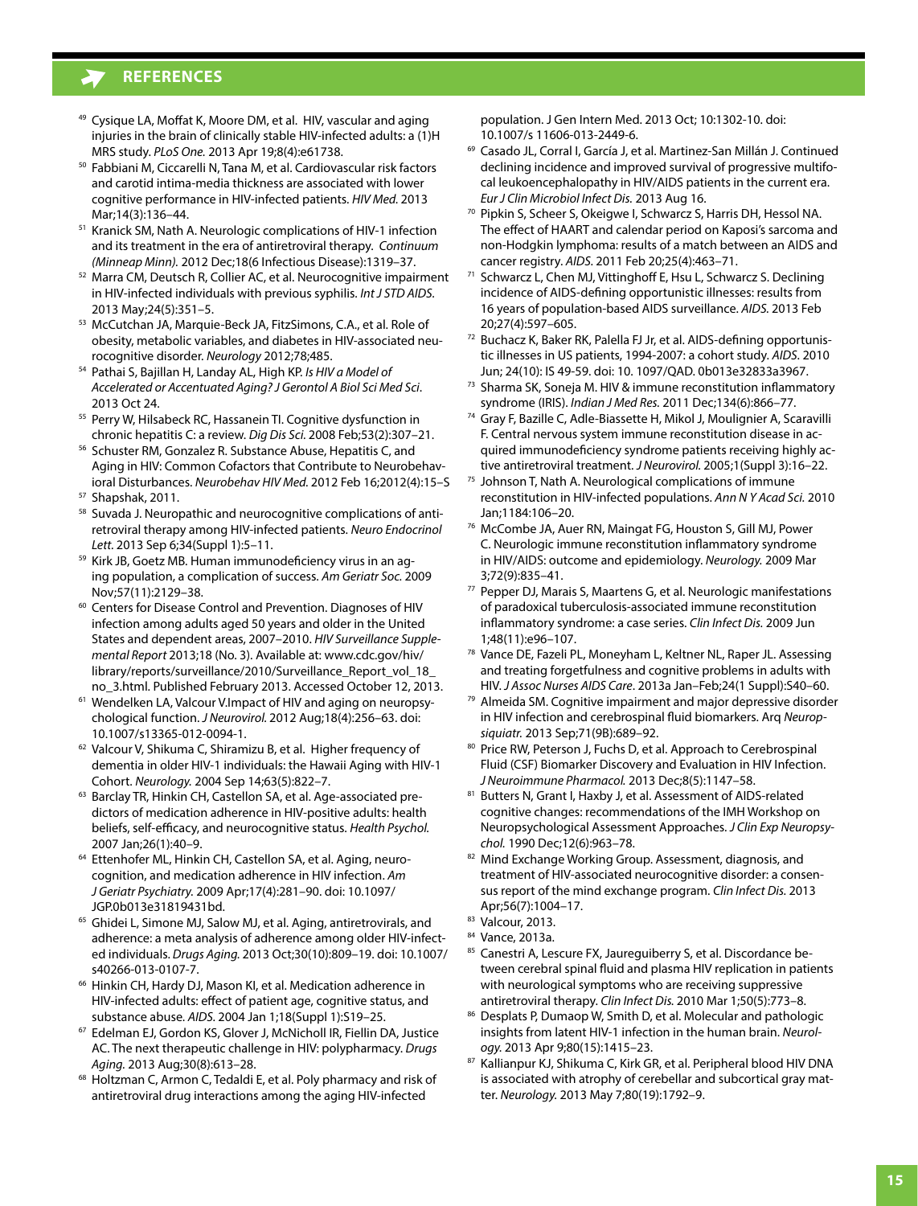## REFERENCES

49. Cysique LA, Moffat K, Moore DM, et al. HIV, vascular and aging injuries in the brain of clinically stable HIV-infected adults: a (1)H MRS study. *PLoS One.* 2013 Apr 19;8(4):e61738.
50. Fabbiani M, Ciccarelli N, Tana M, et al. Cardiovascular risk factors and carotid intima-media thickness are associated with lower cognitive performance in HIV-infected patients. *HIV Med.* 2013 Mar;14(3):136–44.
51. Kranick SM, Nath A. Neurologic complications of HIV-1 infection and its treatment in the era of antiretroviral therapy. *Continuum (Minneap Minn).* 2012 Dec;18(6 Infectious Disease):1319–37.
52. Marra CM, Deutsch R, Collier AC, et al. Neurocognitive impairment in HIV-infected individuals with previous syphilis. *Int J STD AIDS.* 2013 May;24(5):351–5.
53. McCutchan JA, Marquie-Beck JA, FitzSimons, C.A., et al. Role of obesity, metabolic variables, and diabetes in HIV-associated neurocognitive disorder. *Neurology* 2012;78;485.
54. Pathai S, Bajillan H, Landay AL, High KP. *Is HIV a Model of Accelerated or Accentuated Aging? J Gerontol A Biol Sci Med Sci*. 2013 Oct 24.
55. Perry W, Hilsabeck RC, Hassanein TI. Cognitive dysfunction in chronic hepatitis C: a review. *Dig Dis Sci.* 2008 Feb;53(2):307–21.
56. Schuster RM, Gonzalez R. Substance Abuse, Hepatitis C, and Aging in HIV: Common Cofactors that Contribute to Neurobehavioral Disturbances. *Neurobehav HIV Med.* 2012 Feb 16;2012(4):15–S
57. Shapshak, 2011.
58. Suvada J. Neuropathic and neurocognitive complications of antiretroviral therapy among HIV-infected patients. *Neuro Endocrinol Lett.* 2013 Sep 6;34(Suppl 1):5–11.
59. Kirk JB, Goetz MB. Human immunodeficiency virus in an aging population, a complication of success. *Am Geriatr Soc.* 2009 Nov;57(11):2129–38.
60. Centers for Disease Control and Prevention. Diagnoses of HIV infection among adults aged 50 years and older in the United States and dependent areas, 2007–2010. *HIV Surveillance Supplemental Report* 2013;18 (No. 3). Available at: www.cdc.gov/hiv/library/reports/surveillance/2010/Surveillance_Report_vol_18_no_3.html. Published February 2013. Accessed October 12, 2013.
61. Wendelken LA, Valcour V.Impact of HIV and aging on neuropsychological function. *J Neurovirol.* 2012 Aug;18(4):256–63. doi: 10.1007/s13365-012-0094-1.
62. Valcour V, Shikuma C, Shiramizu B, et al. Higher frequency of dementia in older HIV-1 individuals: the Hawaii Aging with HIV-1 Cohort. *Neurology.* 2004 Sep 14;63(5):822–7.
63. Barclay TR, Hinkin CH, Castellon SA, et al. Age-associated predictors of medication adherence in HIV-positive adults: health beliefs, self-efficacy, and neurocognitive status. *Health Psychol.* 2007 Jan;26(1):40–9.
64. Ettenhofer ML, Hinkin CH, Castellon SA, et al. Aging, neurocognition, and medication adherence in HIV infection. *Am J Geriatr Psychiatry.* 2009 Apr;17(4):281–90. doi: 10.1097/JGP.0b013e31819431bd.
65. Ghidei L, Simone MJ, Salow MJ, et al. Aging, antiretrovirals, and adherence: a meta analysis of adherence among older HIV-infected individuals. *Drugs Aging.* 2013 Oct;30(10):809–19. doi: 10.1007/s40266-013-0107-7.
66. Hinkin CH, Hardy DJ, Mason KI, et al. Medication adherence in HIV-infected adults: effect of patient age, cognitive status, and substance abuse. *AIDS.* 2004 Jan 1;18(Suppl 1):S19–25.
67. Edelman EJ, Gordon KS, Glover J, McNicholl IR, Fiellin DA, Justice AC. The next therapeutic challenge in HIV: polypharmacy. *Drugs Aging.* 2013 Aug;30(8):613–28.
68. Holtzman C, Armon C, Tedaldi E, et al. Poly pharmacy and risk of antiretroviral drug interactions among the aging HIV-infected population. J Gen Intern Med. 2013 Oct; 10:1302-10. doi: 10.1007/s 11606-013-2449-6.
69. Casado JL, Corral I, García J, et al. Martinez-San Millán J. Continued declining incidence and improved survival of progressive multifocal leukoencephalopathy in HIV/AIDS patients in the current era. *Eur J Clin Microbiol Infect Dis.* 2013 Aug 16.
70. Pipkin S, Scheer S, Okeigwe I, Schwarcz S, Harris DH, Hessol NA. The effect of HAART and calendar period on Kaposi's sarcoma and non-Hodgkin lymphoma: results of a match between an AIDS and cancer registry. *AIDS.* 2011 Feb 20;25(4):463–71.
71. Schwarcz L, Chen MJ, Vittinghoff E, Hsu L, Schwarcz S. Declining incidence of AIDS-defining opportunistic illnesses: results from 16 years of population-based AIDS surveillance. *AIDS.* 2013 Feb 20;27(4):597–605.
72. Buchacz K, Baker RK, Palella FJ Jr, et al. AIDS-defining opportunistic illnesses in US patients, 1994-2007: a cohort study. *AIDS*. 2010 Jun; 24(10): IS 49-59. doi: 10. 1097/QAD. 0b013e32833a3967.
73. Sharma SK, Soneja M. HIV & immune reconstitution inflammatory syndrome (IRIS). *Indian J Med Res.* 2011 Dec;134(6):866–77.
74. Gray F, Bazille C, Adle-Biassette H, Mikol J, Moulignier A, Scaravilli F. Central nervous system immune reconstitution disease in acquired immunodeficiency syndrome patients receiving highly active antiretroviral treatment. *J Neurovirol.* 2005;1(Suppl 3):16–22.
75. Johnson T, Nath A. Neurological complications of immune reconstitution in HIV-infected populations. *Ann N Y Acad Sci.* 2010 Jan;1184:106–20.
76. McCombe JA, Auer RN, Maingat FG, Houston S, Gill MJ, Power C. Neurologic immune reconstitution inflammatory syndrome in HIV/AIDS: outcome and epidemiology. *Neurology.* 2009 Mar 3;72(9):835–41.
77. Pepper DJ, Marais S, Maartens G, et al. Neurologic manifestations of paradoxical tuberculosis-associated immune reconstitution inflammatory syndrome: a case series. *Clin Infect Dis.* 2009 Jun 1;48(11):e96–107.
78. Vance DE, Fazeli PL, Moneyham L, Keltner NL, Raper JL. Assessing and treating forgetfulness and cognitive problems in adults with HIV. *J Assoc Nurses AIDS Care*. 2013a Jan–Feb;24(1 Suppl):S40–60.
79. Almeida SM. Cognitive impairment and major depressive disorder in HIV infection and cerebrospinal fluid biomarkers. Arq *Neuropsiquiatr.* 2013 Sep;71(9B):689–92.
80. Price RW, Peterson J, Fuchs D, et al. Approach to Cerebrospinal Fluid (CSF) Biomarker Discovery and Evaluation in HIV Infection. *J Neuroimmune Pharmacol.* 2013 Dec;8(5):1147–58.
81. Butters N, Grant I, Haxby J, et al. Assessment of AIDS-related cognitive changes: recommendations of the IMH Workshop on Neuropsychological Assessment Approaches. *J Clin Exp Neuropsychol.* 1990 Dec;12(6):963–78.
82. Mind Exchange Working Group. Assessment, diagnosis, and treatment of HIV-associated neurocognitive disorder: a consensus report of the mind exchange program. *Clin Infect Dis.* 2013 Apr;56(7):1004–17.
83. Valcour, 2013.
84. Vance, 2013a.
85. Canestri A, Lescure FX, Jaureguiberry S, et al. Discordance between cerebral spinal fluid and plasma HIV replication in patients with neurological symptoms who are receiving suppressive antiretroviral therapy. *Clin Infect Dis.* 2010 Mar 1;50(5):773–8.
86. Desplats P, Dumaop W, Smith D, et al. Molecular and pathologic insights from latent HIV-1 infection in the human brain. *Neurology.* 2013 Apr 9;80(15):1415–23.
87. Kallianpur KJ, Shikuma C, Kirk GR, et al. Peripheral blood HIV DNA is associated with atrophy of cerebellar and subcortical gray matter. *Neurology.* 2013 May 7;80(19):1792–9.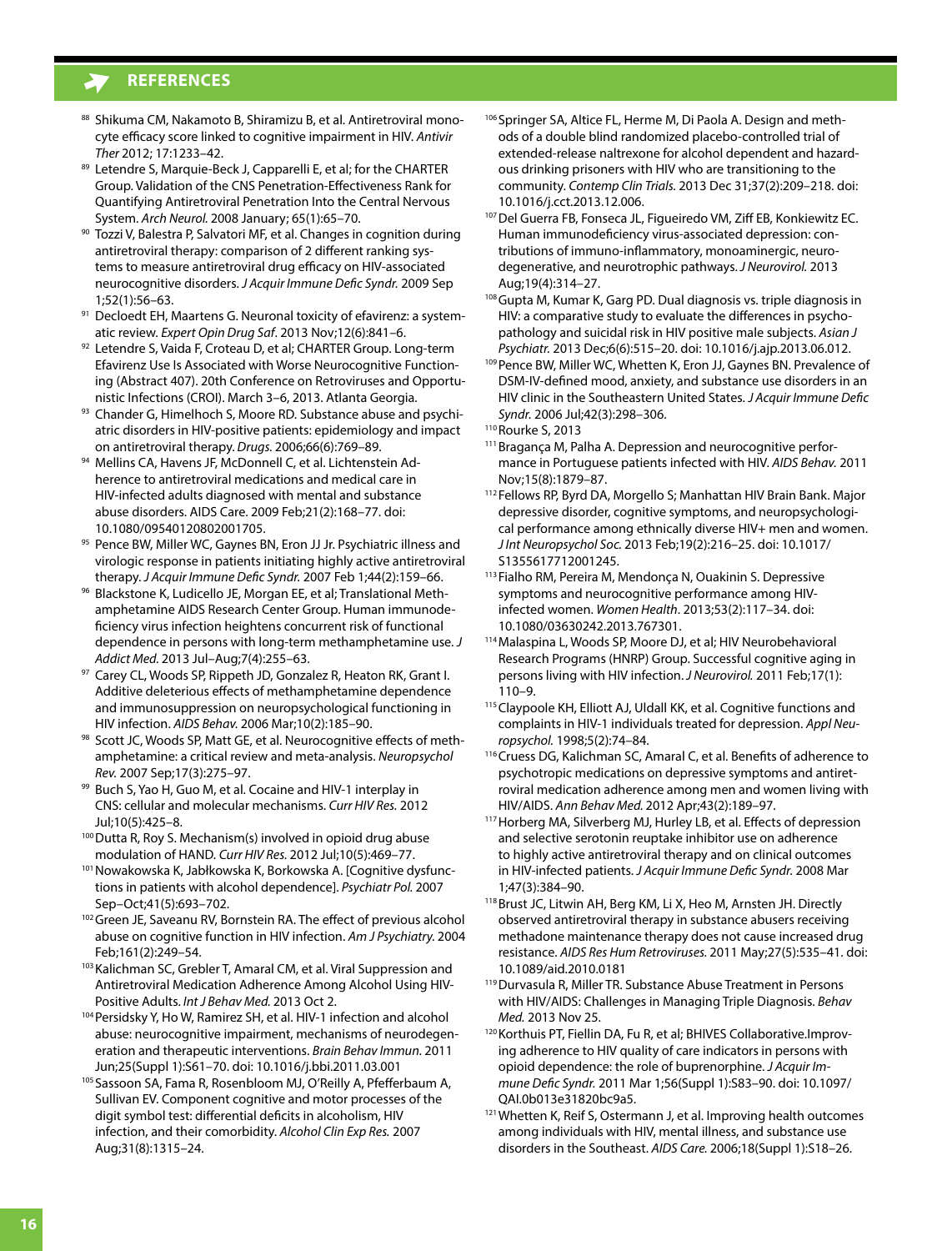## REFERENCES

88 Shikuma CM, Nakamoto B, Shiramizu B, et al. Antiretroviral monocyte efficacy score linked to cognitive impairment in HIV. *Antivir Ther* 2012; 17:1233–42.

89 Letendre S, Marquie-Beck J, Capparelli E, et al; for the CHARTER Group. Validation of the CNS Penetration-Effectiveness Rank for Quantifying Antiretroviral Penetration Into the Central Nervous System. *Arch Neurol.* 2008 January; 65(1):65–70.

90 Tozzi V, Balestra P, Salvatori MF, et al. Changes in cognition during antiretroviral therapy: comparison of 2 different ranking systems to measure antiretroviral drug efficacy on HIV-associated neurocognitive disorders. *J Acquir Immune Defic Syndr.* 2009 Sep 1;52(1):56–63.

91 Decloedt EH, Maartens G. Neuronal toxicity of efavirenz: a systematic review. *Expert Opin Drug Saf*. 2013 Nov;12(6):841–6.

92 Letendre S, Vaida F, Croteau D, et al; CHARTER Group. Long-term Efavirenz Use Is Associated with Worse Neurocognitive Functioning (Abstract 407). 20th Conference on Retroviruses and Opportunistic Infections (CROI). March 3–6, 2013. Atlanta Georgia.

93 Chander G, Himelhoch S, Moore RD. Substance abuse and psychiatric disorders in HIV-positive patients: epidemiology and impact on antiretroviral therapy. *Drugs.* 2006;66(6):769–89.

94 Mellins CA, Havens JF, McDonnell C, et al. Lichtenstein Adherence to antiretroviral medications and medical care in HIV-infected adults diagnosed with mental and substance abuse disorders. AIDS Care. 2009 Feb;21(2):168–77. doi: 10.1080/09540120802001705.

95 Pence BW, Miller WC, Gaynes BN, Eron JJ Jr. Psychiatric illness and virologic response in patients initiating highly active antiretroviral therapy. *J Acquir Immune Defic Syndr.* 2007 Feb 1;44(2):159–66.

96 Blackstone K, Ludicello JE, Morgan EE, et al; Translational Methamphetamine AIDS Research Center Group. Human immunodeficiency virus infection heightens concurrent risk of functional dependence in persons with long-term methamphetamine use. *J Addict Med.* 2013 Jul–Aug;7(4):255–63.

97 Carey CL, Woods SP, Rippeth JD, Gonzalez R, Heaton RK, Grant I. Additive deleterious effects of methamphetamine dependence and immunosuppression on neuropsychological functioning in HIV infection. *AIDS Behav.* 2006 Mar;10(2):185–90.

98 Scott JC, Woods SP, Matt GE, et al. Neurocognitive effects of methamphetamine: a critical review and meta-analysis. *Neuropsychol Rev.* 2007 Sep;17(3):275–97.

99 Buch S, Yao H, Guo M, et al. Cocaine and HIV-1 interplay in CNS: cellular and molecular mechanisms. *Curr HIV Res.* 2012 Jul;10(5):425–8.

100 Dutta R, Roy S. Mechanism(s) involved in opioid drug abuse modulation of HAND. *Curr HIV Res.* 2012 Jul;10(5):469–77.

101 Nowakowska K, Jabłkowska K, Borkowska A. [Cognitive dysfunctions in patients with alcohol dependence]. *Psychiatr Pol.* 2007 Sep–Oct;41(5):693–702.

102 Green JE, Saveanu RV, Bornstein RA. The effect of previous alcohol abuse on cognitive function in HIV infection. *Am J Psychiatry.* 2004 Feb;161(2):249–54.

103 Kalichman SC, Grebler T, Amaral CM, et al. Viral Suppression and Antiretroviral Medication Adherence Among Alcohol Using HIV-Positive Adults. *Int J Behav Med.* 2013 Oct 2.

104 Persidsky Y, Ho W, Ramirez SH, et al. HIV-1 infection and alcohol abuse: neurocognitive impairment, mechanisms of neurodegeneration and therapeutic interventions. *Brain Behav Immun.* 2011 Jun;25(Suppl 1):S61–70. doi: 10.1016/j.bbi.2011.03.001

105 Sassoon SA, Fama R, Rosenbloom MJ, O'Reilly A, Pfefferbaum A, Sullivan EV. Component cognitive and motor processes of the digit symbol test: differential deficits in alcoholism, HIV infection, and their comorbidity. *Alcohol Clin Exp Res.* 2007 Aug;31(8):1315–24.

106 Springer SA, Altice FL, Herme M, Di Paola A. Design and methods of a double blind randomized placebo-controlled trial of extended-release naltrexone for alcohol dependent and hazardous drinking prisoners with HIV who are transitioning to the community. *Contemp Clin Trials.* 2013 Dec 31;37(2):209–218. doi: 10.1016/j.cct.2013.12.006.

107 Del Guerra FB, Fonseca JL, Figueiredo VM, Ziff EB, Konkiewitz EC. Human immunodeficiency virus-associated depression: contributions of immuno-inflammatory, monoaminergic, neurodegenerative, and neurotrophic pathways. *J Neurovirol.* 2013 Aug;19(4):314–27.

108 Gupta M, Kumar K, Garg PD. Dual diagnosis vs. triple diagnosis in HIV: a comparative study to evaluate the differences in psychopathology and suicidal risk in HIV positive male subjects. *Asian J Psychiatr.* 2013 Dec;6(6):515–20. doi: 10.1016/j.ajp.2013.06.012.

109 Pence BW, Miller WC, Whetten K, Eron JJ, Gaynes BN. Prevalence of DSM-IV-defined mood, anxiety, and substance use disorders in an HIV clinic in the Southeastern United States. *J Acquir Immune Defic Syndr.* 2006 Jul;42(3):298–306.

110 Rourke S, 2013

111 Bragança M, Palha A. Depression and neurocognitive performance in Portuguese patients infected with HIV. *AIDS Behav.* 2011 Nov;15(8):1879–87.

112 Fellows RP, Byrd DA, Morgello S; Manhattan HIV Brain Bank. Major depressive disorder, cognitive symptoms, and neuropsychological performance among ethnically diverse HIV+ men and women. *J Int Neuropsychol Soc.* 2013 Feb;19(2):216–25. doi: 10.1017/S1355617712001245.

113 Fialho RM, Pereira M, Mendonça N, Ouakinin S. Depressive symptoms and neurocognitive performance among HIV-infected women. *Women Health*. 2013;53(2):117–34. doi: 10.1080/03630242.2013.767301.

114 Malaspina L, Woods SP, Moore DJ, et al; HIV Neurobehavioral Research Programs (HNRP) Group. Successful cognitive aging in persons living with HIV infection. *J Neurovirol.* 2011 Feb;17(1): 110–9.

115 Claypoole KH, Elliott AJ, Uldall KK, et al. Cognitive functions and complaints in HIV-1 individuals treated for depression. *Appl Neuropsychol.* 1998;5(2):74–84.

116 Cruess DG, Kalichman SC, Amaral C, et al. Benefits of adherence to psychotropic medications on depressive symptoms and antiretroviral medication adherence among men and women living with HIV/AIDS. *Ann Behav Med.* 2012 Apr;43(2):189–97.

117 Horberg MA, Silverberg MJ, Hurley LB, et al. Effects of depression and selective serotonin reuptake inhibitor use on adherence to highly active antiretroviral therapy and on clinical outcomes in HIV-infected patients. *J Acquir Immune Defic Syndr.* 2008 Mar 1;47(3):384–90.

118 Brust JC, Litwin AH, Berg KM, Li X, Heo M, Arnsten JH. Directly observed antiretroviral therapy in substance abusers receiving methadone maintenance therapy does not cause increased drug resistance. *AIDS Res Hum Retroviruses.* 2011 May;27(5):535–41. doi: 10.1089/aid.2010.0181

119 Durvasula R, Miller TR. Substance Abuse Treatment in Persons with HIV/AIDS: Challenges in Managing Triple Diagnosis. *Behav Med.* 2013 Nov 25.

120 Korthuis PT, Fiellin DA, Fu R, et al; BHIVES Collaborative.Improving adherence to HIV quality of care indicators in persons with opioid dependence: the role of buprenorphine. *J Acquir Immune Defic Syndr.* 2011 Mar 1;56(Suppl 1):S83–90. doi: 10.1097/QAI.0b013e31820bc9a5.

121 Whetten K, Reif S, Ostermann J, et al. Improving health outcomes among individuals with HIV, mental illness, and substance use disorders in the Southeast. *AIDS Care.* 2006;18(Suppl 1):S18–26.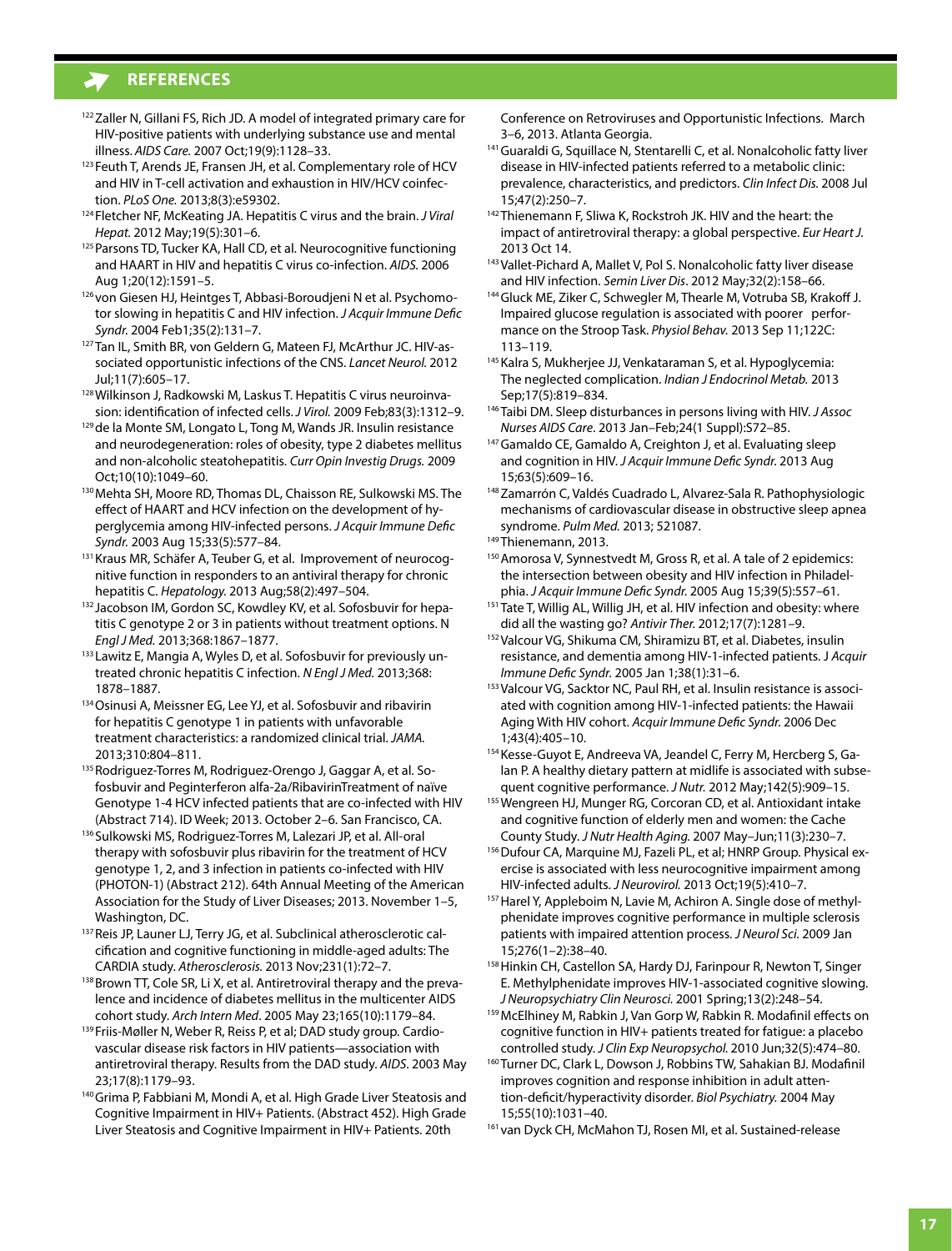## REFERENCES

[122] Zaller N, Gillani FS, Rich JD. A model of integrated primary care for HIV-positive patients with underlying substance use and mental illness. *AIDS Care.* 2007 Oct;19(9):1128–33.

[123] Feuth T, Arends JE, Fransen JH, et al. Complementary role of HCV and HIV in T-cell activation and exhaustion in HIV/HCV coinfection. *PLoS One.* 2013;8(3):e59302.

[124] Fletcher NF, McKeating JA. Hepatitis C virus and the brain. *J Viral Hepat.* 2012 May;19(5):301–6.

[125] Parsons TD, Tucker KA, Hall CD, et al. Neurocognitive functioning and HAART in HIV and hepatitis C virus co-infection. *AIDS.* 2006 Aug 1;20(12):1591–5.

[126] von Giesen HJ, Heintges T, Abbasi-Boroudjeni N et al. Psychomotor slowing in hepatitis C and HIV infection. *J Acquir Immune Defic Syndr.* 2004 Feb1;35(2):131–7.

[127] Tan IL, Smith BR, von Geldern G, Mateen FJ, McArthur JC. HIV-associated opportunistic infections of the CNS. *Lancet Neurol.* 2012 Jul;11(7):605–17.

[128] Wilkinson J, Radkowski M, Laskus T. Hepatitis C virus neuroinvasion: identification of infected cells. *J Virol.* 2009 Feb;83(3):1312–9.

[129] de la Monte SM, Longato L, Tong M, Wands JR. Insulin resistance and neurodegeneration: roles of obesity, type 2 diabetes mellitus and non-alcoholic steatohepatitis. *Curr Opin Investig Drugs.* 2009 Oct;10(10):1049–60.

[130] Mehta SH, Moore RD, Thomas DL, Chaisson RE, Sulkowski MS. The effect of HAART and HCV infection on the development of hyperglycemia among HIV-infected persons. *J Acquir Immune Defic Syndr.* 2003 Aug 15;33(5):577–84.

[131] Kraus MR, Schäfer A, Teuber G, et al. Improvement of neurocognitive function in responders to an antiviral therapy for chronic hepatitis C. *Hepatology.* 2013 Aug;58(2):497–504.

[132] Jacobson IM, Gordon SC, Kowdley KV, et al. Sofosbuvir for hepatitis C genotype 2 or 3 in patients without treatment options. N *Engl J Med.* 2013;368:1867–1877.

[133] Lawitz E, Mangia A, Wyles D, et al. Sofosbuvir for previously untreated chronic hepatitis C infection. *N Engl J Med.* 2013;368: 1878–1887.

[134] Osinusi A, Meissner EG, Lee YJ, et al. Sofosbuvir and ribavirin for hepatitis C genotype 1 in patients with unfavorable treatment characteristics: a randomized clinical trial. *JAMA.* 2013;310:804–811.

[135] Rodriguez-Torres M, Rodriguez-Orengo J, Gaggar A, et al. Sofosbuvir and Peginterferon alfa-2a/RibavirinTreatment of naïve Genotype 1-4 HCV infected patients that are co-infected with HIV (Abstract 714). ID Week; 2013. October 2–6. San Francisco, CA.

[136] Sulkowski MS, Rodriguez-Torres M, Lalezari JP, et al. All-oral therapy with sofosbuvir plus ribavirin for the treatment of HCV genotype 1, 2, and 3 infection in patients co-infected with HIV (PHOTON-1) (Abstract 212). 64th Annual Meeting of the American Association for the Study of Liver Diseases; 2013. November 1–5, Washington, DC.

[137] Reis JP, Launer LJ, Terry JG, et al. Subclinical atherosclerotic calcification and cognitive functioning in middle-aged adults: The CARDIA study. *Atherosclerosis.* 2013 Nov;231(1):72–7.

[138] Brown TT, Cole SR, Li X, et al. Antiretroviral therapy and the prevalence and incidence of diabetes mellitus in the multicenter AIDS cohort study. *Arch Intern Med*. 2005 May 23;165(10):1179–84.

[139] Friis-Møller N, Weber R, Reiss P, et al; DAD study group. Cardiovascular disease risk factors in HIV patients—association with antiretroviral therapy. Results from the DAD study. *AIDS*. 2003 May 23;17(8):1179–93.

[140] Grima P, Fabbiani M, Mondi A, et al. High Grade Liver Steatosis and Cognitive Impairment in HIV+ Patients. (Abstract 452). High Grade Liver Steatosis and Cognitive Impairment in HIV+ Patients. 20th Conference on Retroviruses and Opportunistic Infections. March 3–6, 2013. Atlanta Georgia.

[141] Guaraldi G, Squillace N, Stentarelli C, et al. Nonalcoholic fatty liver disease in HIV-infected patients referred to a metabolic clinic: prevalence, characteristics, and predictors. *Clin Infect Dis.* 2008 Jul 15;47(2):250–7.

[142] Thienemann F, Sliwa K, Rockstroh JK. HIV and the heart: the impact of antiretroviral therapy: a global perspective. *Eur Heart J.* 2013 Oct 14.

[143] Vallet-Pichard A, Mallet V, Pol S. Nonalcoholic fatty liver disease and HIV infection. *Semin Liver Dis*. 2012 May;32(2):158–66.

[144] Gluck ME, Ziker C, Schwegler M, Thearle M, Votruba SB, Krakoff J. Impaired glucose regulation is associated with poorer performance on the Stroop Task. *Physiol Behav.* 2013 Sep 11;122C: 113–119.

[145] Kalra S, Mukherjee JJ, Venkataraman S, et al. Hypoglycemia: The neglected complication. *Indian J Endocrinol Metab.* 2013 Sep;17(5):819–834.

[146] Taibi DM. Sleep disturbances in persons living with HIV. *J Assoc Nurses AIDS Care*. 2013 Jan–Feb;24(1 Suppl):S72–85.

[147] Gamaldo CE, Gamaldo A, Creighton J, et al. Evaluating sleep and cognition in HIV. *J Acquir Immune Defic Syndr.* 2013 Aug 15;63(5):609–16.

[148] Zamarrón C, Valdés Cuadrado L, Alvarez-Sala R. Pathophysiologic mechanisms of cardiovascular disease in obstructive sleep apnea syndrome. *Pulm Med.* 2013; 521087.

[149] Thienemann, 2013.

[150] Amorosa V, Synnestvedt M, Gross R, et al. A tale of 2 epidemics: the intersection between obesity and HIV infection in Philadelphia. *J Acquir Immune Defic Syndr.* 2005 Aug 15;39(5):557–61.

[151] Tate T, Willig AL, Willig JH, et al. HIV infection and obesity: where did all the wasting go? *Antivir Ther.* 2012;17(7):1281–9.

[152] Valcour VG, Shikuma CM, Shiramizu BT, et al. Diabetes, insulin resistance, and dementia among HIV-1-infected patients. *J Acquir Immune Defic Syndr.* 2005 Jan 1;38(1):31–6.

[153] Valcour VG, Sacktor NC, Paul RH, et al. Insulin resistance is associated with cognition among HIV-1-infected patients: the Hawaii Aging With HIV cohort. *Acquir Immune Defic Syndr.* 2006 Dec 1;43(4):405–10.

[154] Kesse-Guyot E, Andreeva VA, Jeandel C, Ferry M, Hercberg S, Galan P. A healthy dietary pattern at midlife is associated with subsequent cognitive performance. *J Nutr.* 2012 May;142(5):909–15.

[155] Wengreen HJ, Munger RG, Corcoran CD, et al. Antioxidant intake and cognitive function of elderly men and women: the Cache County Study. *J Nutr Health Aging.* 2007 May–Jun;11(3):230–7.

[156] Dufour CA, Marquine MJ, Fazeli PL, et al; HNRP Group. Physical exercise is associated with less neurocognitive impairment among HIV-infected adults. *J Neurovirol.* 2013 Oct;19(5):410–7.

[157] Harel Y, Appleboim N, Lavie M, Achiron A. Single dose of methylphenidate improves cognitive performance in multiple sclerosis patients with impaired attention process. *J Neurol Sci.* 2009 Jan 15;276(1–2):38–40.

[158] Hinkin CH, Castellon SA, Hardy DJ, Farinpour R, Newton T, Singer E. Methylphenidate improves HIV-1-associated cognitive slowing. *J Neuropsychiatry Clin Neurosci.* 2001 Spring;13(2):248–54.

[159] McElhiney M, Rabkin J, Van Gorp W, Rabkin R. Modafinil effects on cognitive function in HIV+ patients treated for fatigue: a placebo controlled study. *J Clin Exp Neuropsychol.* 2010 Jun;32(5):474–80.

[160] Turner DC, Clark L, Dowson J, Robbins TW, Sahakian BJ. Modafinil improves cognition and response inhibition in adult attention-deficit/hyperactivity disorder. *Biol Psychiatry.* 2004 May 15;55(10):1031–40.

[161] van Dyck CH, McMahon TJ, Rosen MI, et al. Sustained-release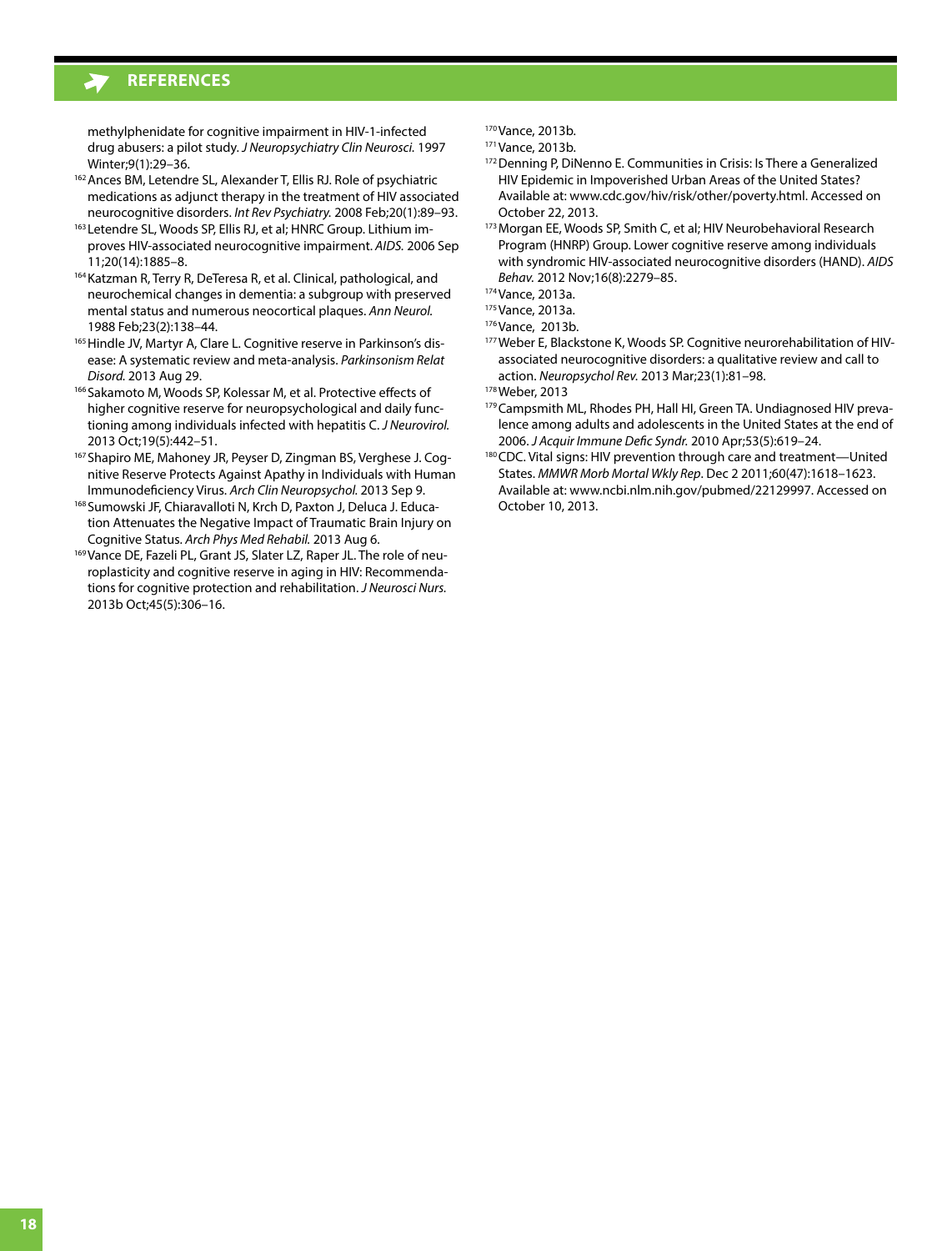## REFERENCES

methylphenidate for cognitive impairment in HIV-1-infected drug abusers: a pilot study. *J Neuropsychiatry Clin Neurosci.* 1997 Winter;9(1):29–36.

[162] Ances BM, Letendre SL, Alexander T, Ellis RJ. Role of psychiatric medications as adjunct therapy in the treatment of HIV associated neurocognitive disorders. *Int Rev Psychiatry.* 2008 Feb;20(1):89–93.

[163] Letendre SL, Woods SP, Ellis RJ, et al; HNRC Group. Lithium improves HIV-associated neurocognitive impairment. *AIDS.* 2006 Sep 11;20(14):1885–8.

[164] Katzman R, Terry R, DeTeresa R, et al. Clinical, pathological, and neurochemical changes in dementia: a subgroup with preserved mental status and numerous neocortical plaques. *Ann Neurol.* 1988 Feb;23(2):138–44.

[165] Hindle JV, Martyr A, Clare L. Cognitive reserve in Parkinson's disease: A systematic review and meta-analysis. *Parkinsonism Relat Disord.* 2013 Aug 29.

[166] Sakamoto M, Woods SP, Kolessar M, et al. Protective effects of higher cognitive reserve for neuropsychological and daily functioning among individuals infected with hepatitis C. *J Neurovirol.* 2013 Oct;19(5):442–51.

[167] Shapiro ME, Mahoney JR, Peyser D, Zingman BS, Verghese J. Cognitive Reserve Protects Against Apathy in Individuals with Human Immunodeficiency Virus. *Arch Clin Neuropsychol.* 2013 Sep 9.

[168] Sumowski JF, Chiaravalloti N, Krch D, Paxton J, Deluca J. Education Attenuates the Negative Impact of Traumatic Brain Injury on Cognitive Status. *Arch Phys Med Rehabil.* 2013 Aug 6.

[169] Vance DE, Fazeli PL, Grant JS, Slater LZ, Raper JL. The role of neuroplasticity and cognitive reserve in aging in HIV: Recommendations for cognitive protection and rehabilitation. *J Neurosci Nurs.* 2013b Oct;45(5):306–16.

[170] Vance, 2013b.

[171] Vance, 2013b.

[172] Denning P, DiNenno E. Communities in Crisis: Is There a Generalized HIV Epidemic in Impoverished Urban Areas of the United States? Available at: www.cdc.gov/hiv/risk/other/poverty.html. Accessed on October 22, 2013.

[173] Morgan EE, Woods SP, Smith C, et al; HIV Neurobehavioral Research Program (HNRP) Group. Lower cognitive reserve among individuals with syndromic HIV-associated neurocognitive disorders (HAND). *AIDS Behav.* 2012 Nov;16(8):2279–85.

[174] Vance, 2013a.

[175] Vance, 2013a.

[176] Vance, 2013b.

[177] Weber E, Blackstone K, Woods SP. Cognitive neurorehabilitation of HIV-associated neurocognitive disorders: a qualitative review and call to action. *Neuropsychol Rev.* 2013 Mar;23(1):81–98.

[178] Weber, 2013

[179] Campsmith ML, Rhodes PH, Hall HI, Green TA. Undiagnosed HIV prevalence among adults and adolescents in the United States at the end of 2006. *J Acquir Immune Defic Syndr.* 2010 Apr;53(5):619–24.

[180] CDC. Vital signs: HIV prevention through care and treatment—United States. *MMWR Morb Mortal Wkly Rep.* Dec 2 2011;60(47):1618–1623. Available at: www.ncbi.nlm.nih.gov/pubmed/22129997. Accessed on October 10, 2013.